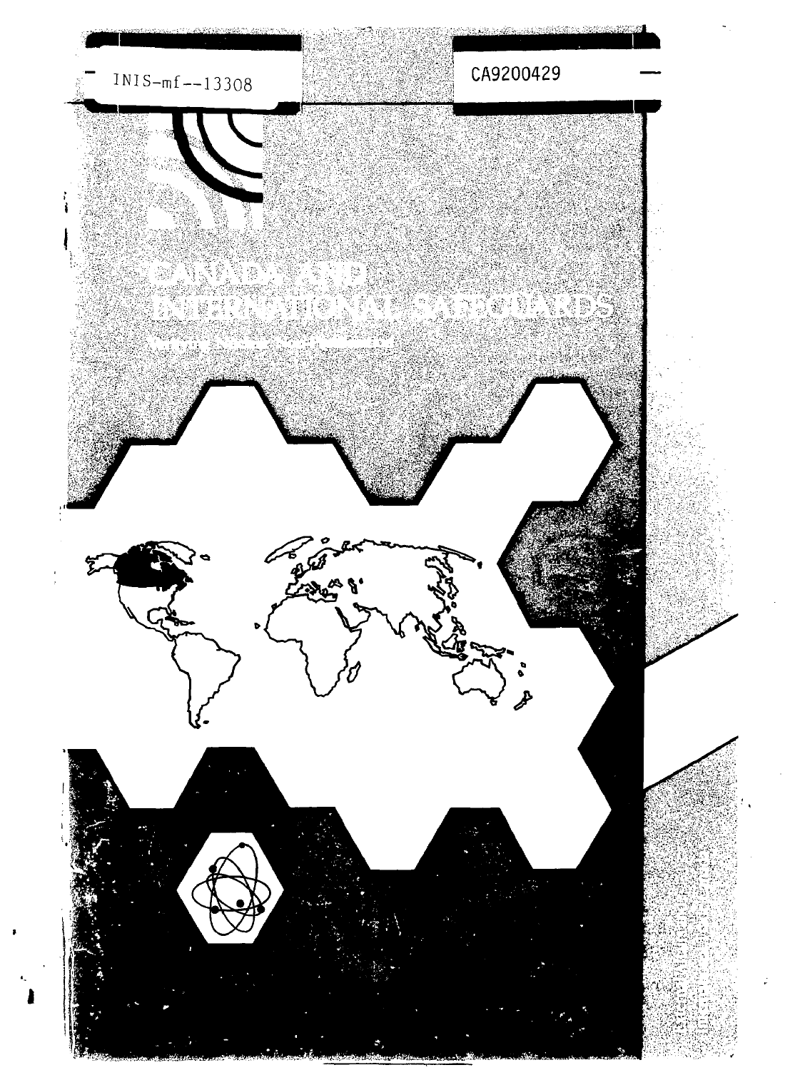INIS-mf--13308

CA9200429

# CANADA AND INTERNATIONAL SAFEGUARDS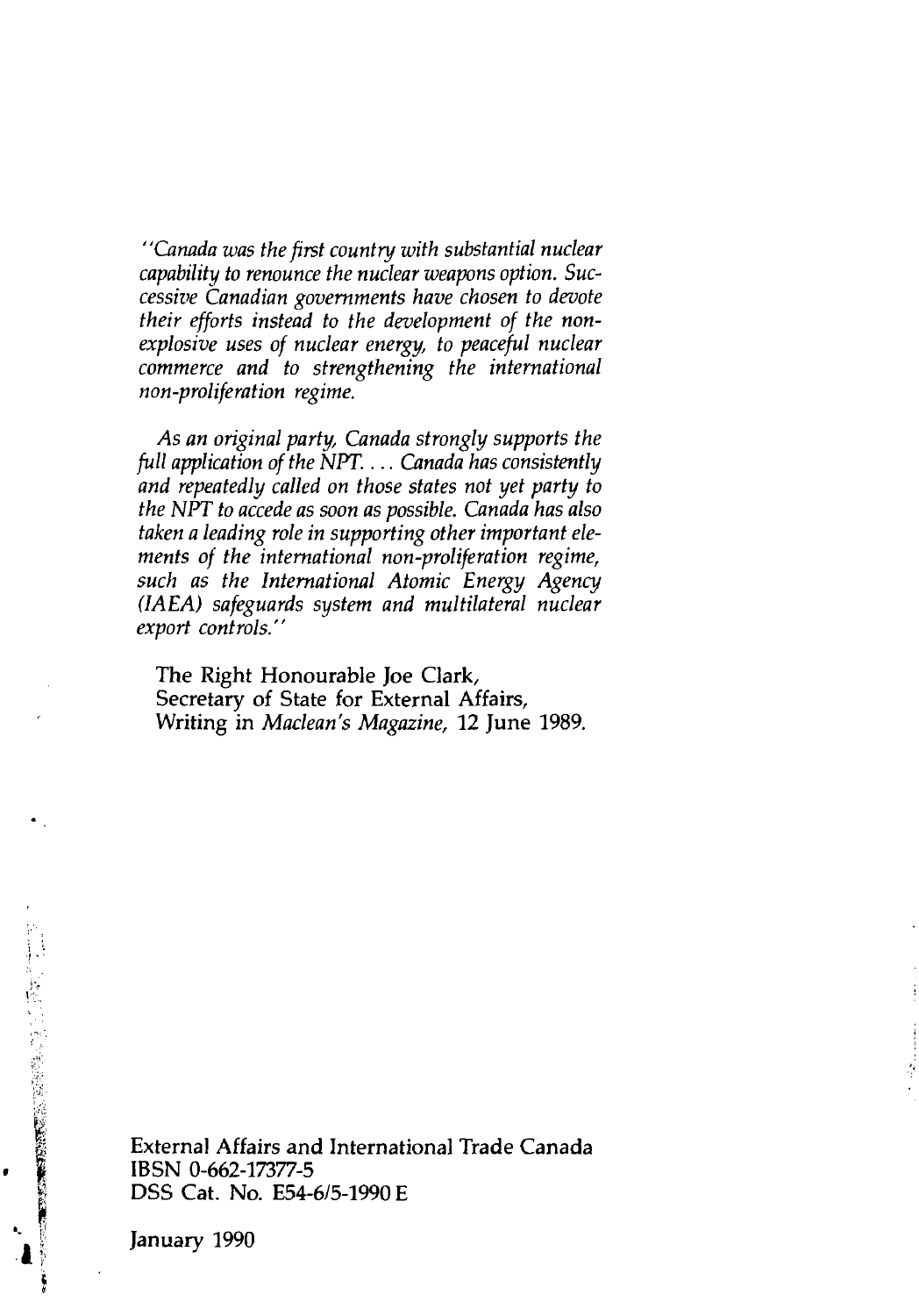*"Canada was the first country with substantial nuclear capability to renounce the nuclear weapons option. Successive Canadian governments have chosen to devote their efforts instead to the development of the non-explosive uses of nuclear energy, to peaceful nuclear commerce and to strengthening the international non-proliferation regime.*

*As an original party, Canada strongly supports the full application of the NPT. . . . Canada has consistently and repeatedly called on those states not yet party to the NPT to accede as soon as possible. Canada has also taken a leading role in supporting other important elements of the international non-proliferation regime, such as the International Atomic Energy Agency (IAEA) safeguards system and multilateral nuclear export controls."*

The Right Honourable Joe Clark,
Secretary of State for External Affairs,
Writing in *Maclean's Magazine,* 12 June 1989.

External Affairs and International Trade Canada
IBSN 0-662-17377-5
DSS Cat. No. E54-6/5-1990 E

January 1990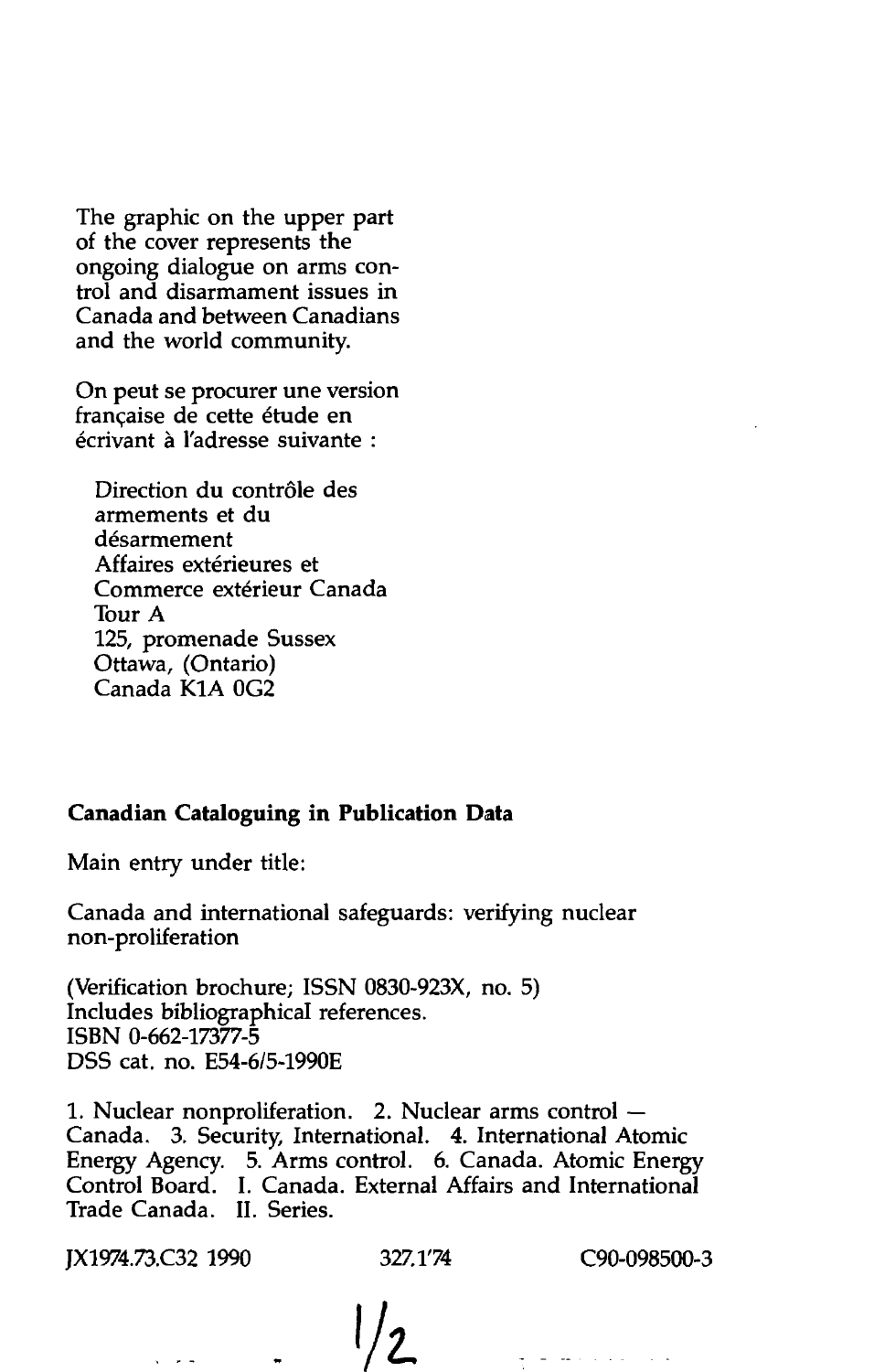The graphic on the upper part of the cover represents the ongoing dialogue on arms control and disarmament issues in Canada and between Canadians and the world community.

On peut se procurer une version française de cette étude en écrivant à l'adresse suivante :

Direction du contrôle des armements et du désarmement
Affaires extérieures et Commerce extérieur Canada
Tour A
125, promenade Sussex
Ottawa, (Ontario)
Canada K1A 0G2

**Canadian Cataloguing in Publication Data**

Main entry under title:

Canada and international safeguards: verifying nuclear non-proliferation

(Verification brochure; ISSN 0830-923X, no. 5)
Includes bibliographical references.
ISBN 0-662-17377-5
DSS cat. no. E54-6/5-1990E

1. Nuclear nonproliferation. 2. Nuclear arms control — Canada. 3. Security, International. 4. International Atomic Energy Agency. 5. Arms control. 6. Canada. Atomic Energy Control Board. I. Canada. External Affairs and International Trade Canada. II. Series.

JX1974.73.C32 1990 327.1'74 C90-098500-3

1/2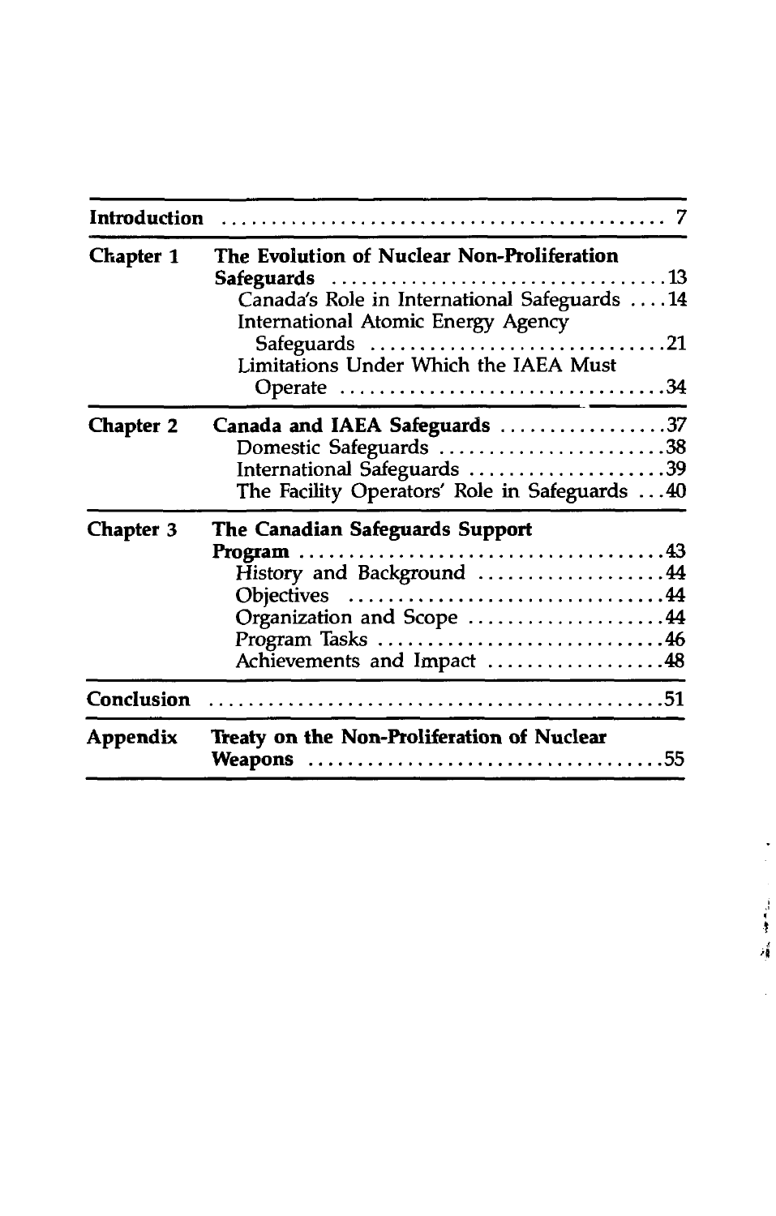| | | |
|---|---|---|
| **Introduction** | | 7 |
| **Chapter 1** | **The Evolution of Nuclear Non-Proliferation Safeguards** | 13 |
| | Canada's Role in International Safeguards | 14 |
| | International Atomic Energy Agency Safeguards | 21 |
| | Limitations Under Which the IAEA Must Operate | 34 |
| **Chapter 2** | **Canada and IAEA Safeguards** | 37 |
| | Domestic Safeguards | 38 |
| | International Safeguards | 39 |
| | The Facility Operators' Role in Safeguards | 40 |
| **Chapter 3** | **The Canadian Safeguards Support Program** | 43 |
| | History and Background | 44 |
| | Objectives | 44 |
| | Organization and Scope | 44 |
| | Program Tasks | 46 |
| | Achievements and Impact | 48 |
| **Conclusion** | | 51 |
| **Appendix** | **Treaty on the Non-Proliferation of Nuclear Weapons** | 55 |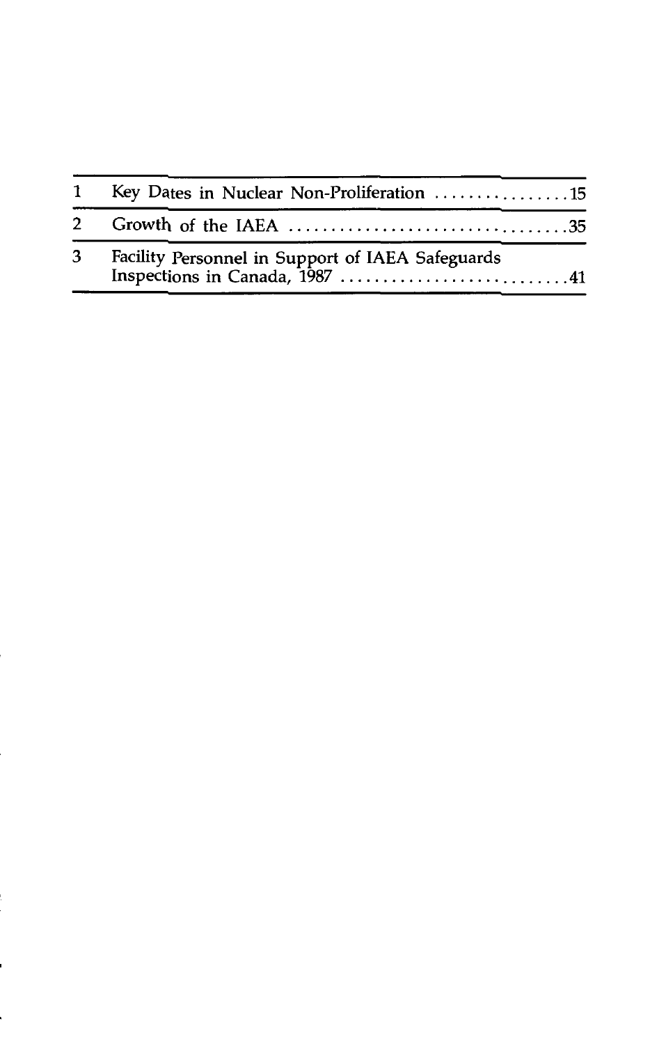| | | |
|---|---|---|
| 1 | Key Dates in Nuclear Non-Proliferation | 15 |
| 2 | Growth of the IAEA | 35 |
| 3 | Facility Personnel in Support of IAEA Safeguards Inspections in Canada, 1987 | 41 |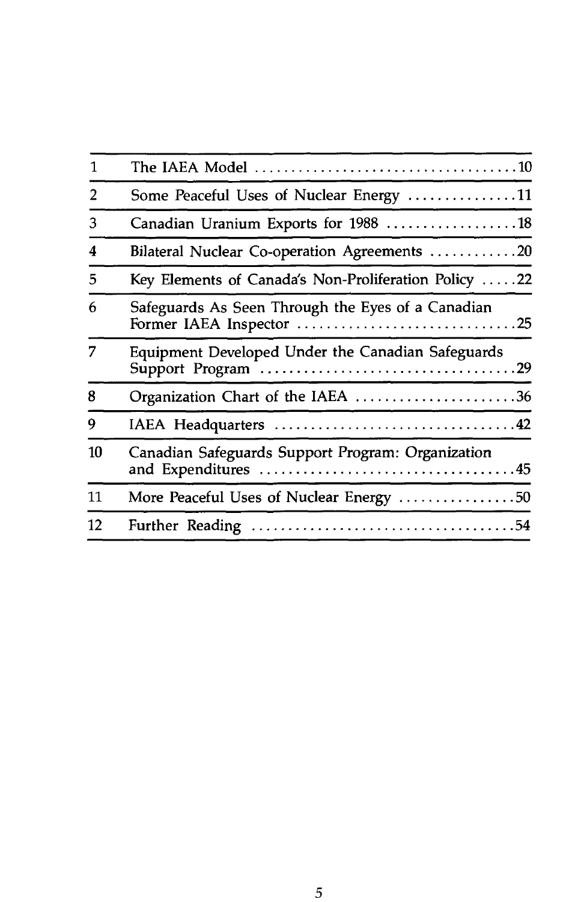| | | |
|---|---|---|
| 1 | The IAEA Model | 10 |
| 2 | Some Peaceful Uses of Nuclear Energy | 11 |
| 3 | Canadian Uranium Exports for 1988 | 18 |
| 4 | Bilateral Nuclear Co-operation Agreements | 20 |
| 5 | Key Elements of Canada's Non-Proliferation Policy | 22 |
| 6 | Safeguards As Seen Through the Eyes of a Canadian Former IAEA Inspector | 25 |
| 7 | Equipment Developed Under the Canadian Safeguards Support Program | 29 |
| 8 | Organization Chart of the IAEA | 36 |
| 9 | IAEA Headquarters | 42 |
| 10 | Canadian Safeguards Support Program: Organization and Expenditures | 45 |
| 11 | More Peaceful Uses of Nuclear Energy | 50 |
| 12 | Further Reading | 54 |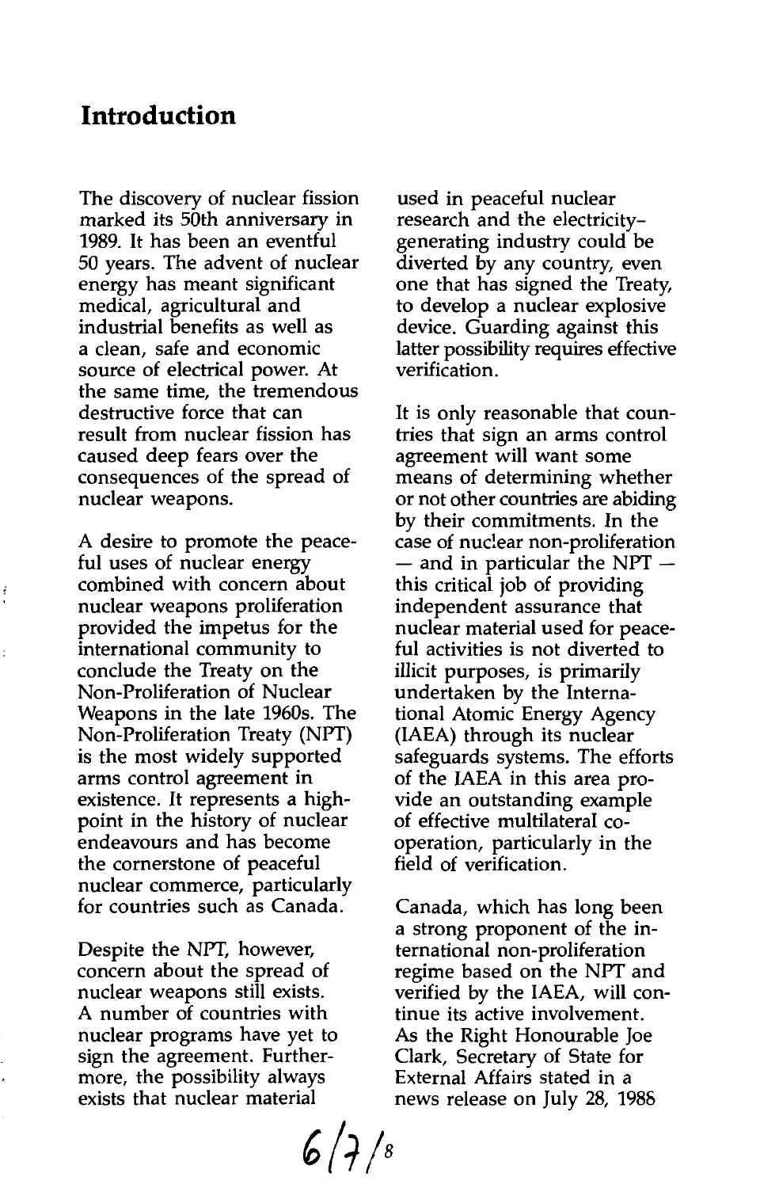# Introduction

The discovery of nuclear fission marked its 50th anniversary in 1989. It has been an eventful 50 years. The advent of nuclear energy has meant significant medical, agricultural and industrial benefits as well as a clean, safe and economic source of electrical power. At the same time, the tremendous destructive force that can result from nuclear fission has caused deep fears over the consequences of the spread of nuclear weapons.

A desire to promote the peaceful uses of nuclear energy combined with concern about nuclear weapons proliferation provided the impetus for the international community to conclude the Treaty on the Non-Proliferation of Nuclear Weapons in the late 1960s. The Non-Proliferation Treaty (NPT) is the most widely supported arms control agreement in existence. It represents a high-point in the history of nuclear endeavours and has become the cornerstone of peaceful nuclear commerce, particularly for countries such as Canada.

Despite the NPT, however, concern about the spread of nuclear weapons still exists. A number of countries with nuclear programs have yet to sign the agreement. Furthermore, the possibility always exists that nuclear material used in peaceful nuclear research and the electricity-generating industry could be diverted by any country, even one that has signed the Treaty, to develop a nuclear explosive device. Guarding against this latter possibility requires effective verification.

It is only reasonable that countries that sign an arms control agreement will want some means of determining whether or not other countries are abiding by their commitments. In the case of nuclear non-proliferation — and in particular the NPT — this critical job of providing independent assurance that nuclear material used for peaceful activities is not diverted to illicit purposes, is primarily undertaken by the International Atomic Energy Agency (IAEA) through its nuclear safeguards systems. The efforts of the IAEA in this area provide an outstanding example of effective multilateral co-operation, particularly in the field of verification.

Canada, which has long been a strong proponent of the international non-proliferation regime based on the NPT and verified by the IAEA, will continue its active involvement. As the Right Honourable Joe Clark, Secretary of State for External Affairs stated in a news release on July 28, 1988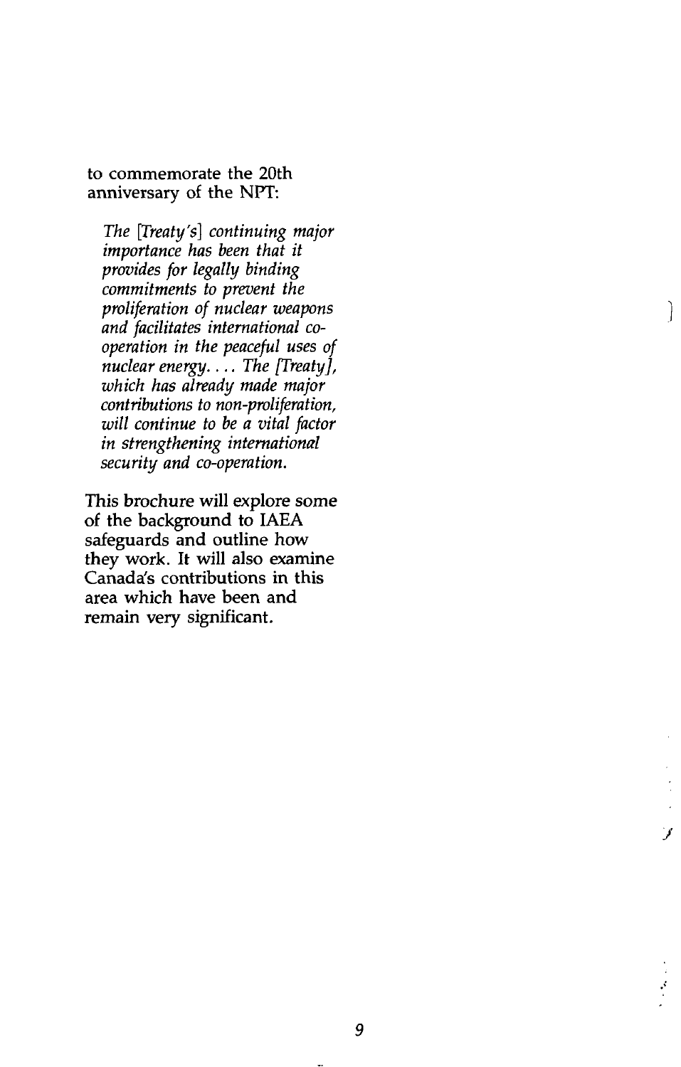to commemorate the 20th anniversary of the NPT:

> *The [Treaty's] continuing major importance has been that it provides for legally binding commitments to prevent the proliferation of nuclear weapons and facilitates international co-operation in the peaceful uses of nuclear energy. . . . The [Treaty], which has already made major contributions to non-proliferation, will continue to be a vital factor in strengthening international security and co-operation.*

This brochure will explore some of the background to IAEA safeguards and outline how they work. It will also examine Canada's contributions in this area which have been and remain very significant.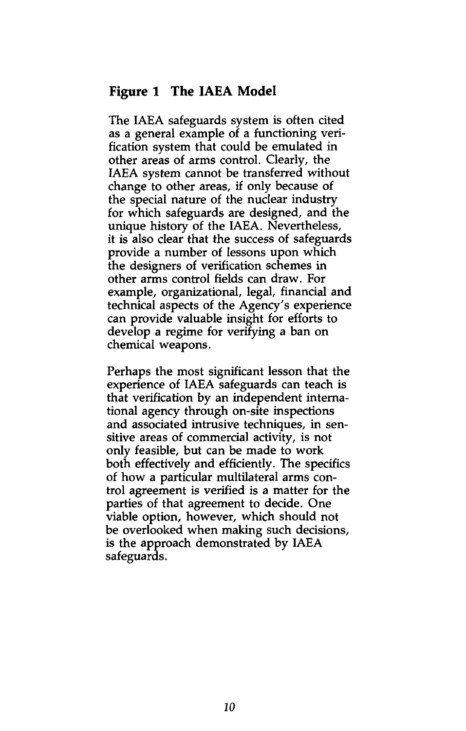## Figure 1 The IAEA Model

The IAEA safeguards system is often cited as a general example of a functioning verification system that could be emulated in other areas of arms control. Clearly, the IAEA system cannot be transferred without change to other areas, if only because of the special nature of the nuclear industry for which safeguards are designed, and the unique history of the IAEA. Nevertheless, it is also clear that the success of safeguards provide a number of lessons upon which the designers of verification schemes in other arms control fields can draw. For example, organizational, legal, financial and technical aspects of the Agency's experience can provide valuable insight for efforts to develop a regime for verifying a ban on chemical weapons.

Perhaps the most significant lesson that the experience of IAEA safeguards can teach is that verification by an independent international agency through on-site inspections and associated intrusive techniques, in sensitive areas of commercial activity, is not only feasible, but can be made to work both effectively and efficiently. The specifics of how a particular multilateral arms control agreement is verified is a matter for the parties of that agreement to decide. One viable option, however, which should not be overlooked when making such decisions, is the approach demonstrated by IAEA safeguards.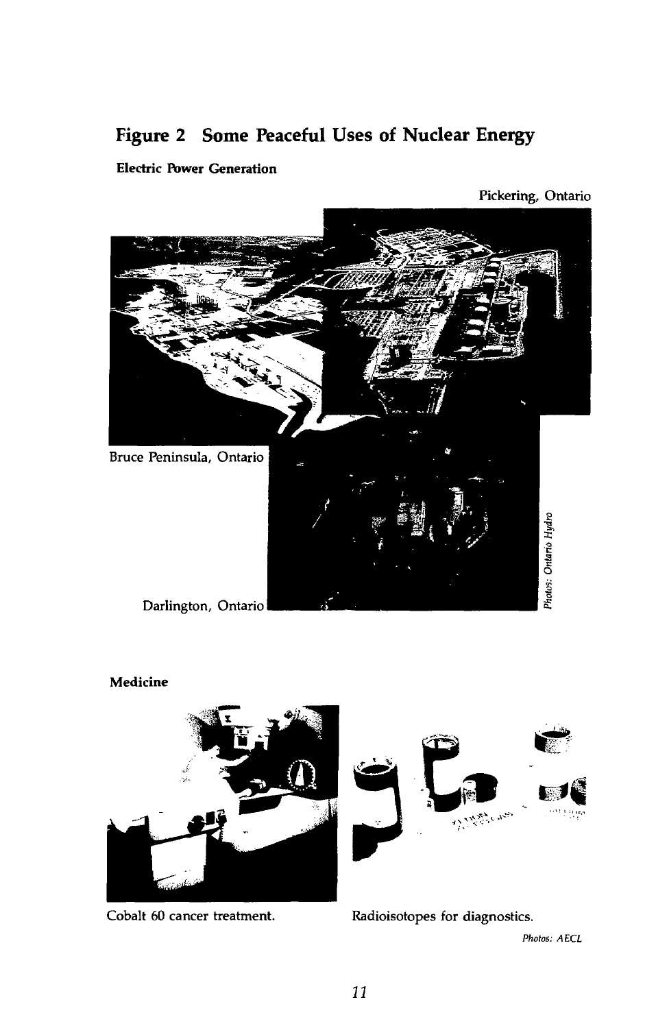## Figure 2 Some Peaceful Uses of Nuclear Energy

**Electric Power Generation**

Pickering, Ontario

Bruce Peninsula, Ontario

Darlington, Ontario

*Photos: Ontario Hydro*

**Medicine**

Cobalt 60 cancer treatment.

Radioisotopes for diagnostics.

*Photos: AECL*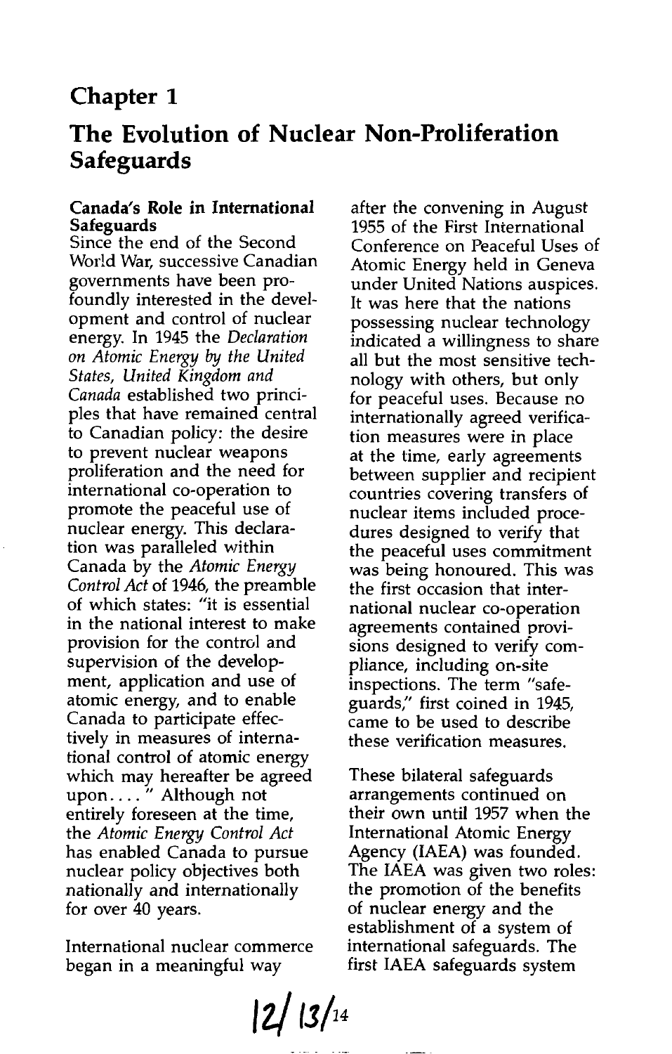# Chapter 1

# The Evolution of Nuclear Non-Proliferation Safeguards

### Canada's Role in International Safeguards

Since the end of the Second World War, successive Canadian governments have been profoundly interested in the development and control of nuclear energy. In 1945 the *Declaration on Atomic Energy by the United States, United Kingdom and Canada* established two principles that have remained central to Canadian policy: the desire to prevent nuclear weapons proliferation and the need for international co-operation to promote the peaceful use of nuclear energy. This declaration was paralleled within Canada by the *Atomic Energy Control Act* of 1946, the preamble of which states: "it is essential in the national interest to make provision for the control and supervision of the development, application and use of atomic energy, and to enable Canada to participate effectively in measures of international control of atomic energy which may hereafter be agreed upon. . . . " Although not entirely foreseen at the time, the *Atomic Energy Control Act* has enabled Canada to pursue nuclear policy objectives both nationally and internationally for over 40 years.

International nuclear commerce began in a meaningful way after the convening in August 1955 of the First International Conference on Peaceful Uses of Atomic Energy held in Geneva under United Nations auspices. It was here that the nations possessing nuclear technology indicated a willingness to share all but the most sensitive technology with others, but only for peaceful uses. Because no internationally agreed verification measures were in place at the time, early agreements between supplier and recipient countries covering transfers of nuclear items included procedures designed to verify that the peaceful uses commitment was being honoured. This was the first occasion that international nuclear co-operation agreements contained provisions designed to verify compliance, including on-site inspections. The term "safeguards," first coined in 1945, came to be used to describe these verification measures.

These bilateral safeguards arrangements continued on their own until 1957 when the International Atomic Energy Agency (IAEA) was founded. The IAEA was given two roles: the promotion of the benefits of nuclear energy and the establishment of a system of international safeguards. The first IAEA safeguards system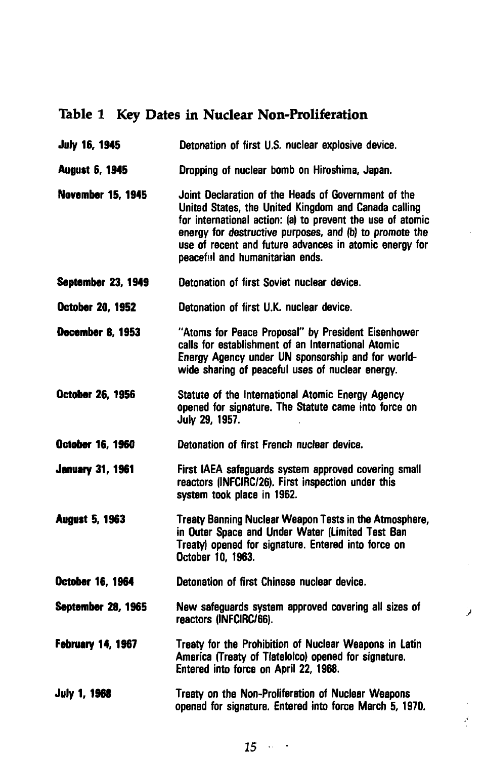## Table 1 Key Dates in Nuclear Non-Proliferation

| Date | Event |
|---|---|
| **July 16, 1945** | Detonation of first U.S. nuclear explosive device. |
| **August 6, 1945** | Dropping of nuclear bomb on Hiroshima, Japan. |
| **November 15, 1945** | Joint Declaration of the Heads of Government of the United States, the United Kingdom and Canada calling for international action: (a) to prevent the use of atomic energy for destructive purposes, and (b) to promote the use of recent and future advances in atomic energy for peaceful and humanitarian ends. |
| **September 23, 1949** | Detonation of first Soviet nuclear device. |
| **October 20, 1952** | Detonation of first U.K. nuclear device. |
| **December 8, 1953** | "Atoms for Peace Proposal" by President Eisenhower calls for establishment of an International Atomic Energy Agency under UN sponsorship and for world-wide sharing of peaceful uses of nuclear energy. |
| **October 26, 1956** | Statute of the International Atomic Energy Agency opened for signature. The Statute came into force on July 29, 1957. |
| **October 16, 1960** | Detonation of first French nuclear device. |
| **January 31, 1961** | First IAEA safeguards system approved covering small reactors (INFCIRC/26). First inspection under this system took place in 1962. |
| **August 5, 1963** | Treaty Banning Nuclear Weapon Tests in the Atmosphere, in Outer Space and Under Water (Limited Test Ban Treaty) opened for signature. Entered into force on October 10, 1963. |
| **October 16, 1964** | Detonation of first Chinese nuclear device. |
| **September 28, 1965** | New safeguards system approved covering all sizes of reactors (INFCIRC/66). |
| **February 14, 1967** | Treaty for the Prohibition of Nuclear Weapons in Latin America (Treaty of Tlatelolco) opened for signature. Entered into force on April 22, 1968. |
| **July 1, 1968** | Treaty on the Non-Proliferation of Nuclear Weapons opened for signature. Entered into force March 5, 1970. |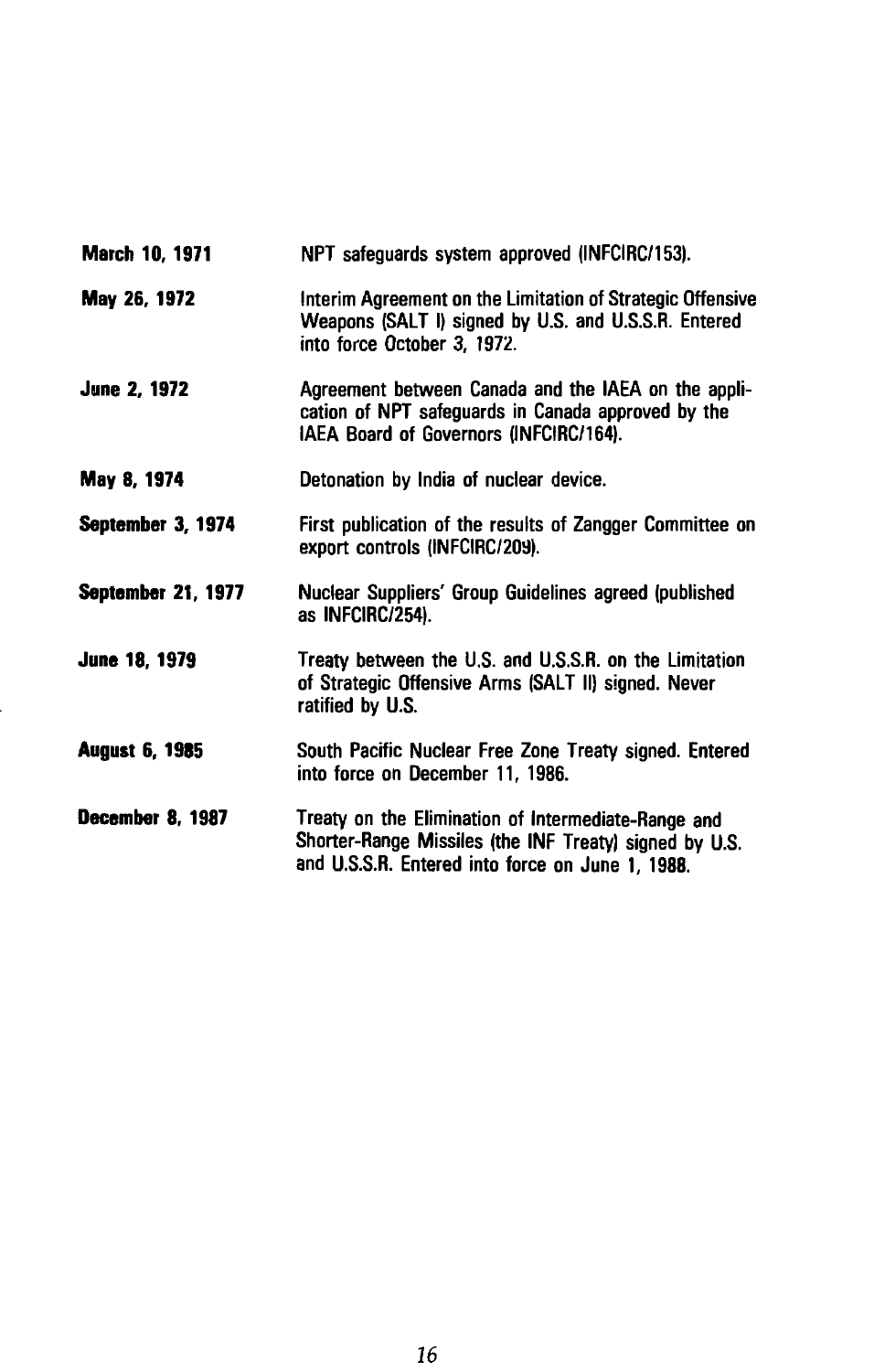**March 10, 1971** NPT safeguards system approved (INFCIRC/153).

**May 26, 1972** Interim Agreement on the Limitation of Strategic Offensive Weapons (SALT I) signed by U.S. and U.S.S.R. Entered into force October 3, 1972.

**June 2, 1972** Agreement between Canada and the IAEA on the application of NPT safeguards in Canada approved by the IAEA Board of Governors (INFCIRC/164).

**May 8, 1974** Detonation by India of nuclear device.

**September 3, 1974** First publication of the results of Zangger Committee on export controls (INFCIRC/209).

**September 21, 1977** Nuclear Suppliers' Group Guidelines agreed (published as INFCIRC/254).

**June 18, 1979** Treaty between the U.S. and U.S.S.R. on the Limitation of Strategic Offensive Arms (SALT II) signed. Never ratified by U.S.

**August 6, 1985** South Pacific Nuclear Free Zone Treaty signed. Entered into force on December 11, 1986.

**December 8, 1987** Treaty on the Elimination of Intermediate-Range and Shorter-Range Missiles (the INF Treaty) signed by U.S. and U.S.S.R. Entered into force on June 1, 1988.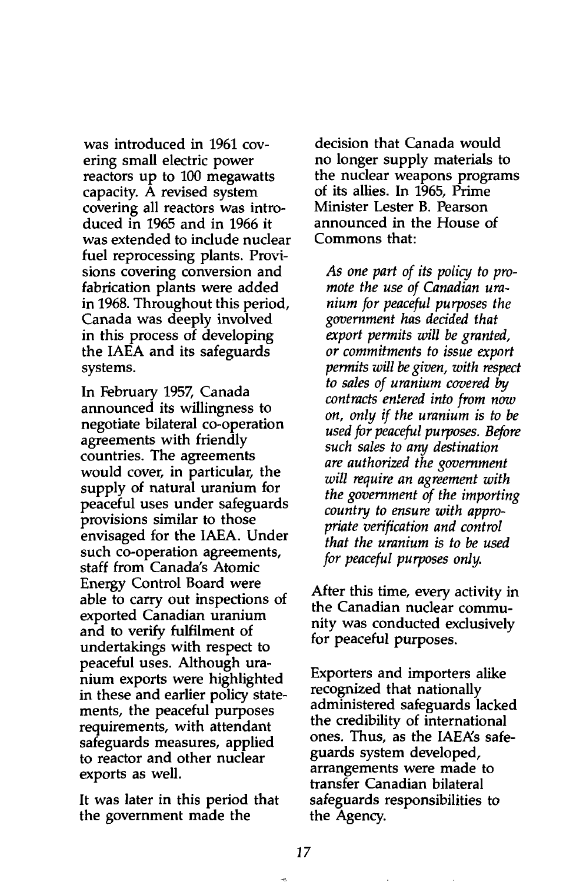was introduced in 1961 covering small electric power reactors up to 100 megawatts capacity. A revised system covering all reactors was introduced in 1965 and in 1966 it was extended to include nuclear fuel reprocessing plants. Provisions covering conversion and fabrication plants were added in 1968. Throughout this period, Canada was deeply involved in this process of developing the IAEA and its safeguards systems.

In February 1957, Canada announced its willingness to negotiate bilateral co-operation agreements with friendly countries. The agreements would cover, in particular, the supply of natural uranium for peaceful uses under safeguards provisions similar to those envisaged for the IAEA. Under such co-operation agreements, staff from Canada's Atomic Energy Control Board were able to carry out inspections of exported Canadian uranium and to verify fulfilment of undertakings with respect to peaceful uses. Although uranium exports were highlighted in these and earlier policy statements, the peaceful purposes requirements, with attendant safeguards measures, applied to reactor and other nuclear exports as well.

It was later in this period that the government made the decision that Canada would no longer supply materials to the nuclear weapons programs of its allies. In 1965, Prime Minister Lester B. Pearson announced in the House of Commons that:

> *As one part of its policy to promote the use of Canadian uranium for peaceful purposes the government has decided that export permits will be granted, or commitments to issue export permits will be given, with respect to sales of uranium covered by contracts entered into from now on, only if the uranium is to be used for peaceful purposes. Before such sales to any destination are authorized the government will require an agreement with the government of the importing country to ensure with appropriate verification and control that the uranium is to be used for peaceful purposes only.*

After this time, every activity in the Canadian nuclear community was conducted exclusively for peaceful purposes.

Exporters and importers alike recognized that nationally administered safeguards lacked the credibility of international ones. Thus, as the IAEA's safeguards system developed, arrangements were made to transfer Canadian bilateral safeguards responsibilities to the Agency.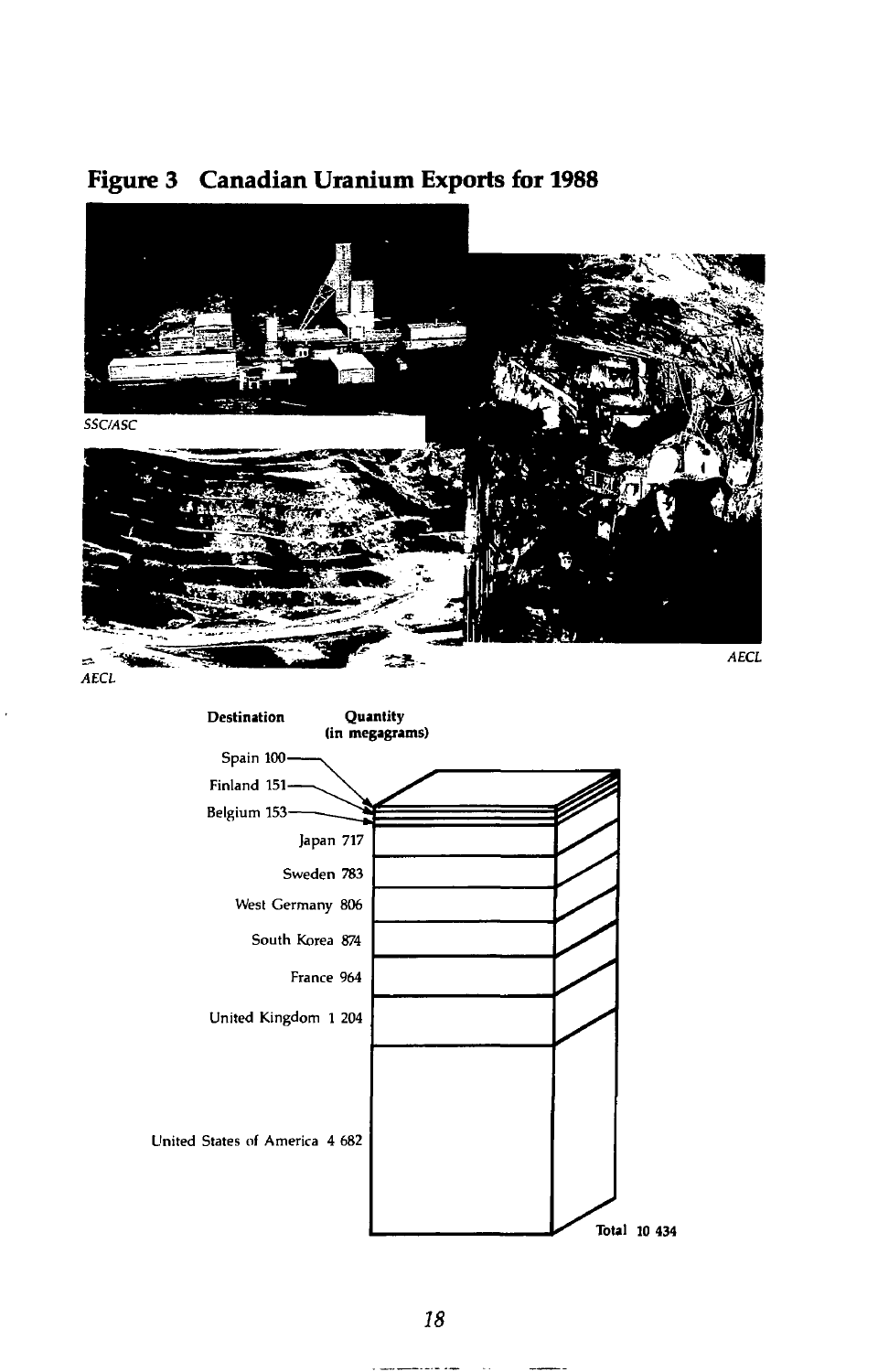# Figure 3 Canadian Uranium Exports for 1988

SSC/ASC

AECL

AECL

| Destination | Quantity (in megagrams) |
|---|---|
| Spain | 100 |
| Finland | 151 |
| Belgium | 153 |
| Japan | 717 |
| Sweden | 783 |
| West Germany | 806 |
| South Korea | 874 |
| France | 964 |
| United Kingdom | 1 204 |
| United States of America | 4 682 |
| Total | 10 434 |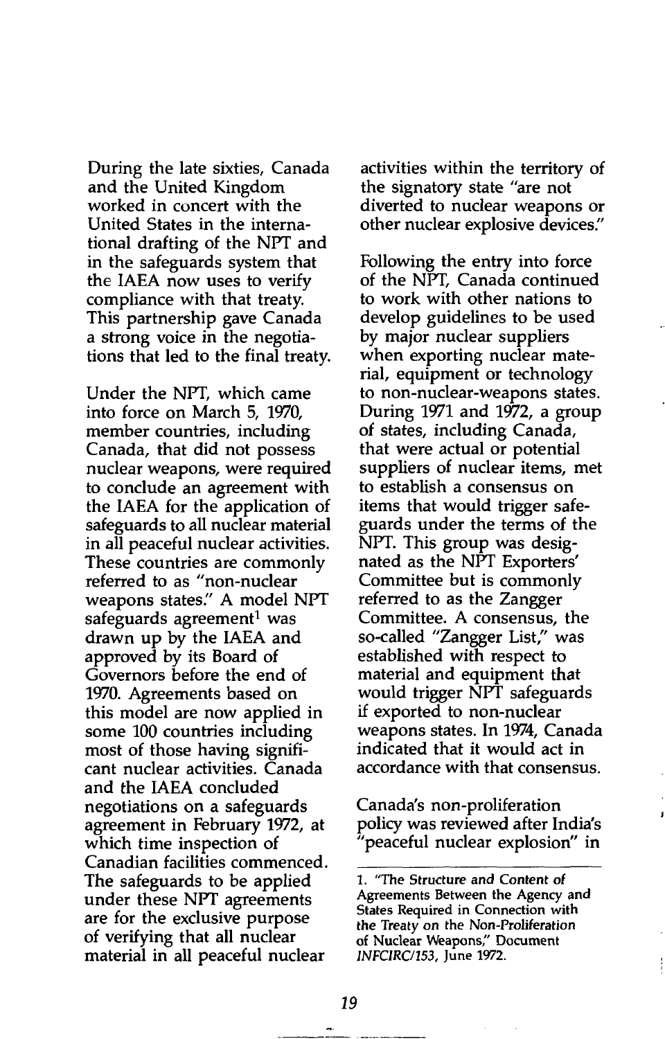During the late sixties, Canada and the United Kingdom worked in concert with the United States in the international drafting of the NPT and in the safeguards system that the IAEA now uses to verify compliance with that treaty. This partnership gave Canada a strong voice in the negotiations that led to the final treaty.

Under the NPT, which came into force on March 5, 1970, member countries, including Canada, that did not possess nuclear weapons, were required to conclude an agreement with the IAEA for the application of safeguards to all nuclear material in all peaceful nuclear activities. These countries are commonly referred to as "non-nuclear weapons states." A model NPT safeguards agreement[1] was drawn up by the IAEA and approved by its Board of Governors before the end of 1970. Agreements based on this model are now applied in some 100 countries including most of those having significant nuclear activities. Canada and the IAEA concluded negotiations on a safeguards agreement in February 1972, at which time inspection of Canadian facilities commenced. The safeguards to be applied under these NPT agreements are for the exclusive purpose of verifying that all nuclear material in all peaceful nuclear activities within the territory of the signatory state "are not diverted to nuclear weapons or other nuclear explosive devices."

Following the entry into force of the NPT, Canada continued to work with other nations to develop guidelines to be used by major nuclear suppliers when exporting nuclear material, equipment or technology to non-nuclear-weapons states. During 1971 and 1972, a group of states, including Canada, that were actual or potential suppliers of nuclear items, met to establish a consensus on items that would trigger safeguards under the terms of the NPT. This group was designated as the NPT Exporters' Committee but is commonly referred to as the Zangger Committee. A consensus, the so-called "Zangger List," was established with respect to material and equipment that would trigger NPT safeguards if exported to non-nuclear weapons states. In 1974, Canada indicated that it would act in accordance with that consensus.

Canada's non-proliferation policy was reviewed after India's "peaceful nuclear explosion" in

1. "The Structure and Content of Agreements Between the Agency and States Required in Connection with the Treaty on the Non-Proliferation of Nuclear Weapons," Document *INFCIRC/153*, June 1972.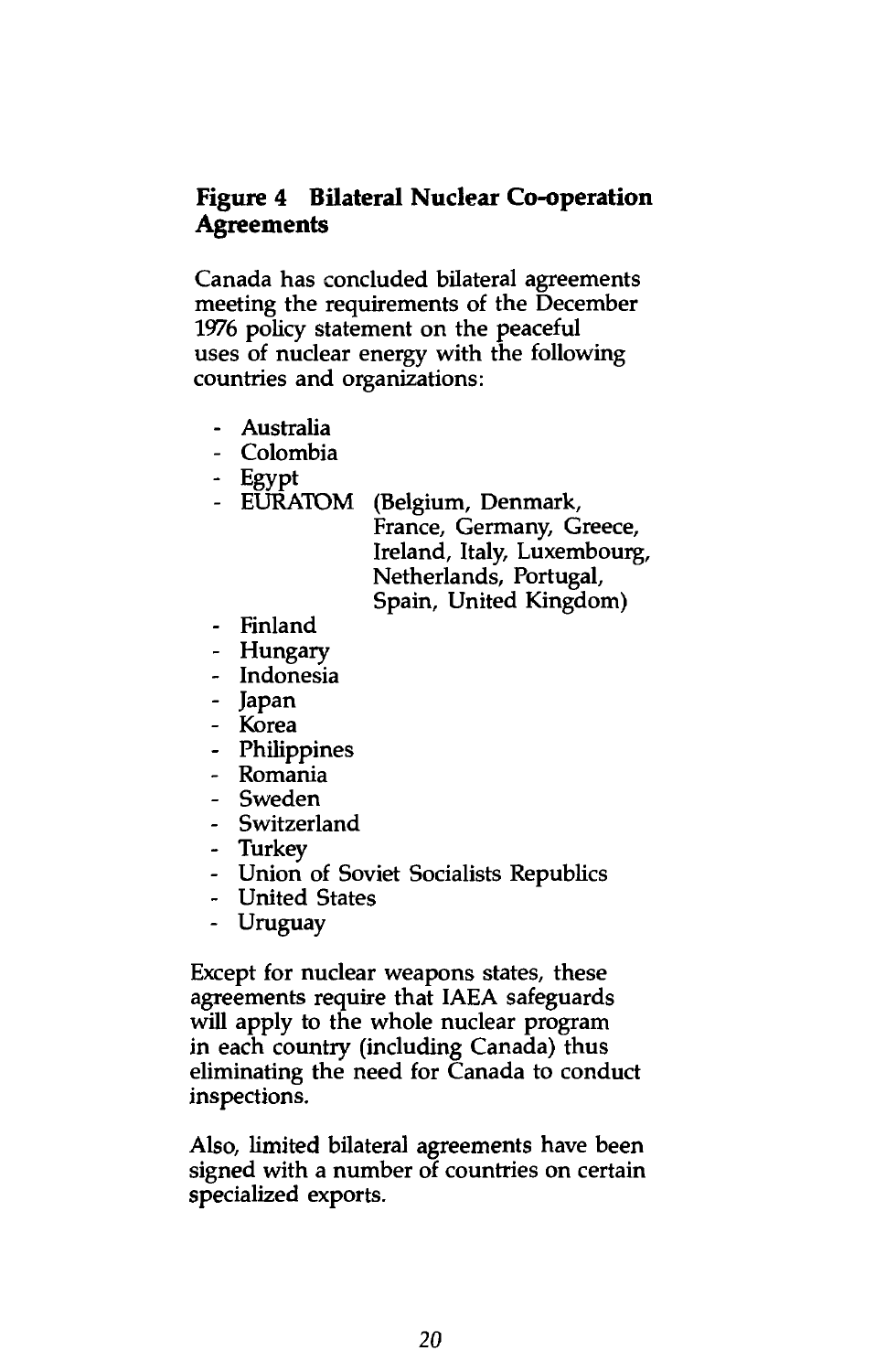### Figure 4 Bilateral Nuclear Co-operation Agreements

Canada has concluded bilateral agreements meeting the requirements of the December 1976 policy statement on the peaceful uses of nuclear energy with the following countries and organizations:

- Australia
- Colombia
- Egypt
- EURATOM (Belgium, Denmark, France, Germany, Greece, Ireland, Italy, Luxembourg, Netherlands, Portugal, Spain, United Kingdom)
- Finland
- Hungary
- Indonesia
- Japan
- Korea
- Philippines
- Romania
- Sweden
- Switzerland
- Turkey
- Union of Soviet Socialists Republics
- United States
- Uruguay

Except for nuclear weapons states, these agreements require that IAEA safeguards will apply to the whole nuclear program in each country (including Canada) thus eliminating the need for Canada to conduct inspections.

Also, limited bilateral agreements have been signed with a number of countries on certain specialized exports.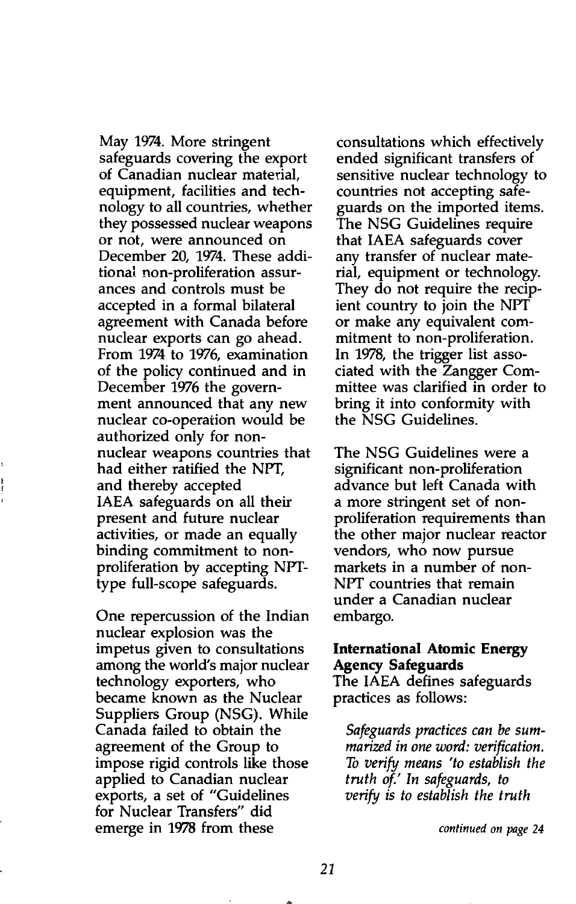May 1974. More stringent safeguards covering the export of Canadian nuclear material, equipment, facilities and technology to all countries, whether they possessed nuclear weapons or not, were announced on December 20, 1974. These additional non-proliferation assurances and controls must be accepted in a formal bilateral agreement with Canada before nuclear exports can go ahead. From 1974 to 1976, examination of the policy continued and in December 1976 the government announced that any new nuclear co-operation would be authorized only for non-nuclear weapons countries that had either ratified the NPT, and thereby accepted IAEA safeguards on all their present and future nuclear activities, or made an equally binding commitment to non-proliferation by accepting NPT-type full-scope safeguards.

One repercussion of the Indian nuclear explosion was the impetus given to consultations among the world's major nuclear technology exporters, who became known as the Nuclear Suppliers Group (NSG). While Canada failed to obtain the agreement of the Group to impose rigid controls like those applied to Canadian nuclear exports, a set of "Guidelines for Nuclear Transfers" did emerge in 1978 from these consultations which effectively ended significant transfers of sensitive nuclear technology to countries not accepting safeguards on the imported items. The NSG Guidelines require that IAEA safeguards cover any transfer of nuclear material, equipment or technology. They do not require the recipient country to join the NPT or make any equivalent commitment to non-proliferation. In 1978, the trigger list associated with the Zangger Committee was clarified in order to bring it into conformity with the NSG Guidelines.

The NSG Guidelines were a significant non-proliferation advance but left Canada with a more stringent set of non-proliferation requirements than the other major nuclear reactor vendors, who now pursue markets in a number of non-NPT countries that remain under a Canadian nuclear embargo.

**International Atomic Energy Agency Safeguards**

The IAEA defines safeguards practices as follows:

*Safeguards practices can be summarized in one word: verification. To verify means 'to establish the truth of.' In safeguards, to verify is to establish the truth*

*continued on page 24*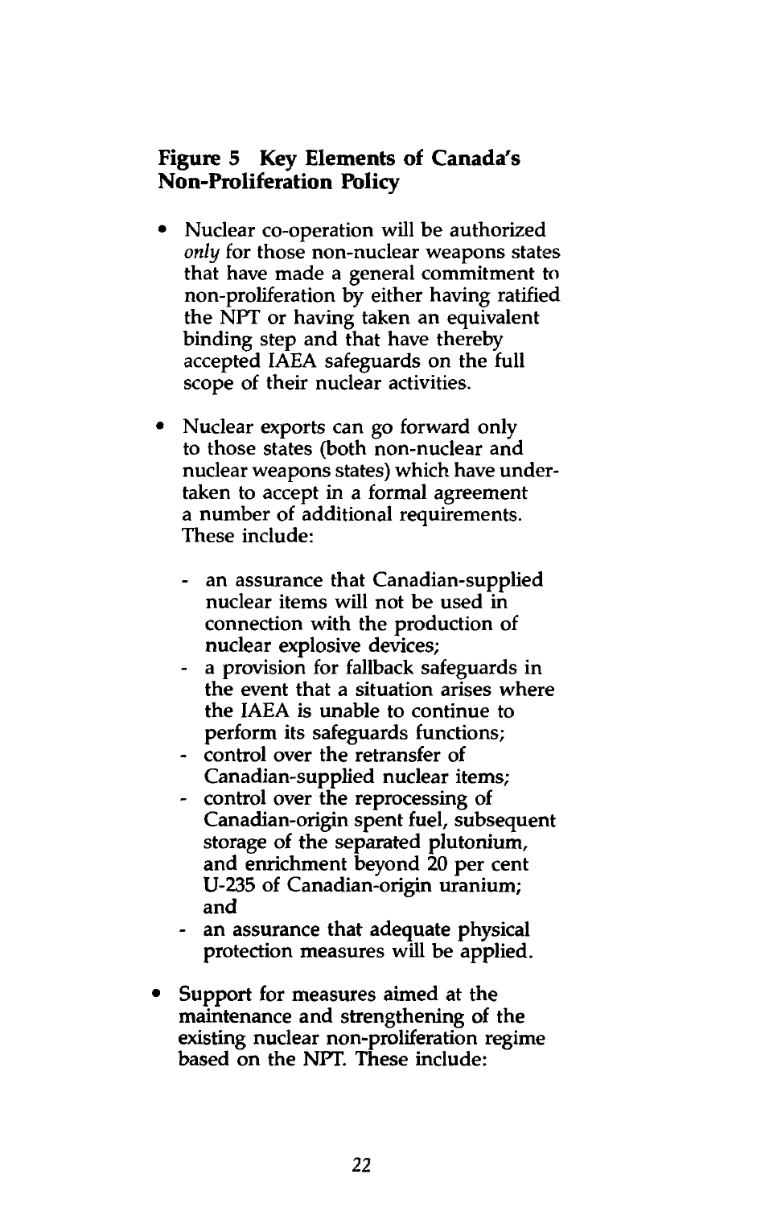### Figure 5 Key Elements of Canada's Non-Proliferation Policy

- Nuclear co-operation will be authorized *only* for those non-nuclear weapons states that have made a general commitment to non-proliferation by either having ratified the NPT or having taken an equivalent binding step and that have thereby accepted IAEA safeguards on the full scope of their nuclear activities.

- Nuclear exports can go forward only to those states (both non-nuclear and nuclear weapons states) which have undertaken to accept in a formal agreement a number of additional requirements. These include:

  - an assurance that Canadian-supplied nuclear items will not be used in connection with the production of nuclear explosive devices;
  - a provision for fallback safeguards in the event that a situation arises where the IAEA is unable to continue to perform its safeguards functions;
  - control over the retransfer of Canadian-supplied nuclear items;
  - control over the reprocessing of Canadian-origin spent fuel, subsequent storage of the separated plutonium, and enrichment beyond 20 per cent U-235 of Canadian-origin uranium; and
  - an assurance that adequate physical protection measures will be applied.

- Support for measures aimed at the maintenance and strengthening of the existing nuclear non-proliferation regime based on the NPT. These include: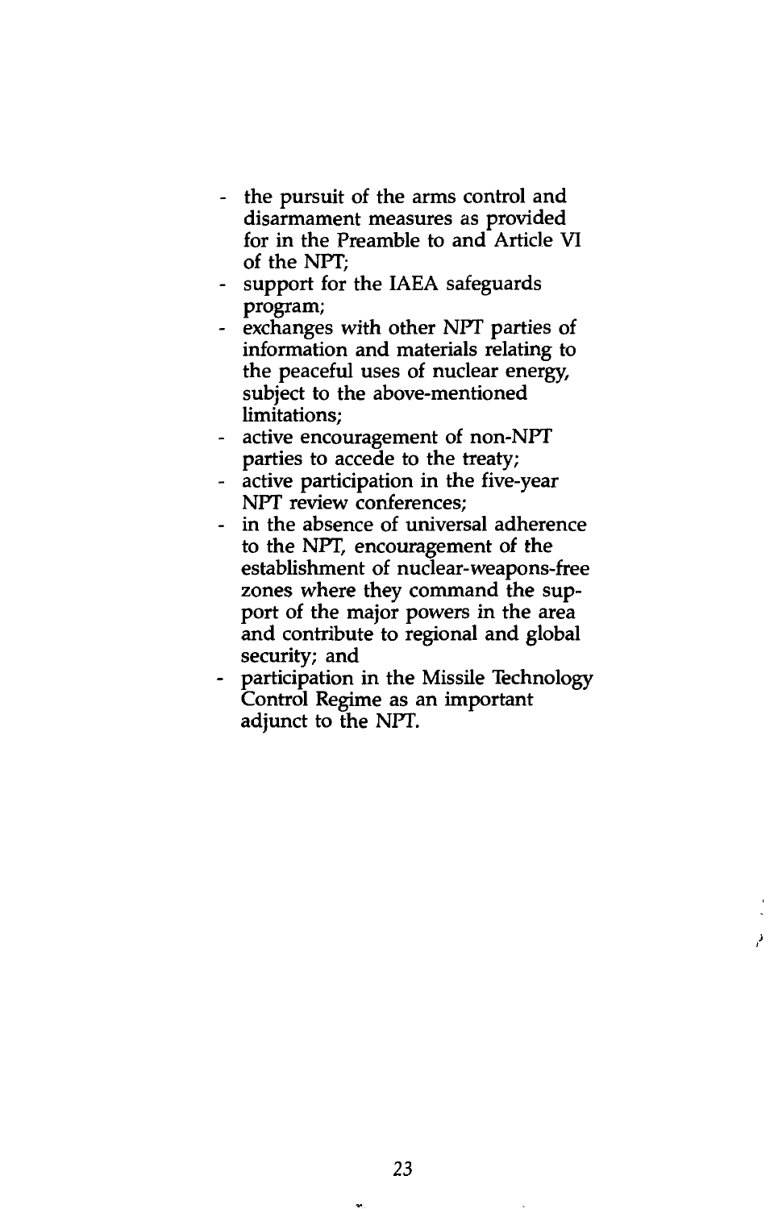- the pursuit of the arms control and disarmament measures as provided for in the Preamble to and Article VI of the NPT;
- support for the IAEA safeguards program;
- exchanges with other NPT parties of information and materials relating to the peaceful uses of nuclear energy, subject to the above-mentioned limitations;
- active encouragement of non-NPT parties to accede to the treaty;
- active participation in the five-year NPT review conferences;
- in the absence of universal adherence to the NPT, encouragement of the establishment of nuclear-weapons-free zones where they command the support of the major powers in the area and contribute to regional and global security; and
- participation in the Missile Technology Control Regime as an important adjunct to the NPT.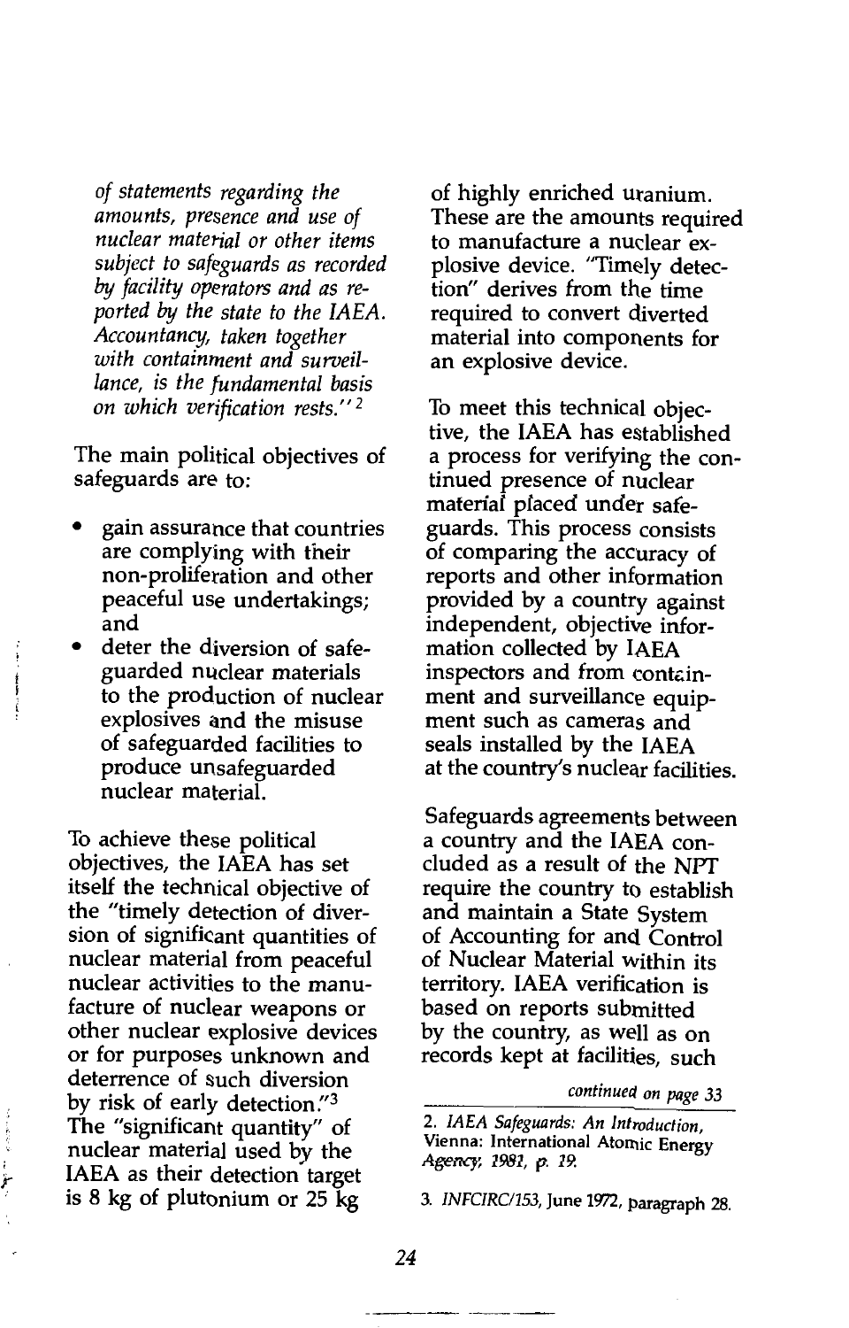*of statements regarding the amounts, presence and use of nuclear material or other items subject to safeguards as recorded by facility operators and as reported by the state to the IAEA. Accountancy, taken together with containment and surveillance, is the fundamental basis on which verification rests."* [2]

The main political objectives of safeguards are to:

- gain assurance that countries are complying with their non-proliferation and other peaceful use undertakings; and
- deter the diversion of safeguarded nuclear materials to the production of nuclear explosives and the misuse of safeguarded facilities to produce unsafeguarded nuclear material.

To achieve these political objectives, the IAEA has set itself the technical objective of the "timely detection of diversion of significant quantities of nuclear material from peaceful nuclear activities to the manufacture of nuclear weapons or other nuclear explosive devices or for purposes unknown and deterrence of such diversion by risk of early detection."[3] The "significant quantity" of nuclear material used by the IAEA as their detection target is 8 kg of plutonium or 25 kg of highly enriched uranium. These are the amounts required to manufacture a nuclear explosive device. "Timely detection" derives from the time required to convert diverted material into components for an explosive device.

To meet this technical objective, the IAEA has established a process for verifying the continued presence of nuclear material placed under safeguards. This process consists of comparing the accuracy of reports and other information provided by a country against independent, objective information collected by IAEA inspectors and from containment and surveillance equipment such as cameras and seals installed by the IAEA at the country's nuclear facilities.

Safeguards agreements between a country and the IAEA concluded as a result of the NPT require the country to establish and maintain a State System of Accounting for and Control of Nuclear Material within its territory. IAEA verification is based on reports submitted by the country, as well as on records kept at facilities, such

*continued on page 33*

2. *IAEA Safeguards: An Introduction*, Vienna: International Atomic Energy Agency, 1981, p. 19.

3. *INFCIRC/153*, June 1972, paragraph 28.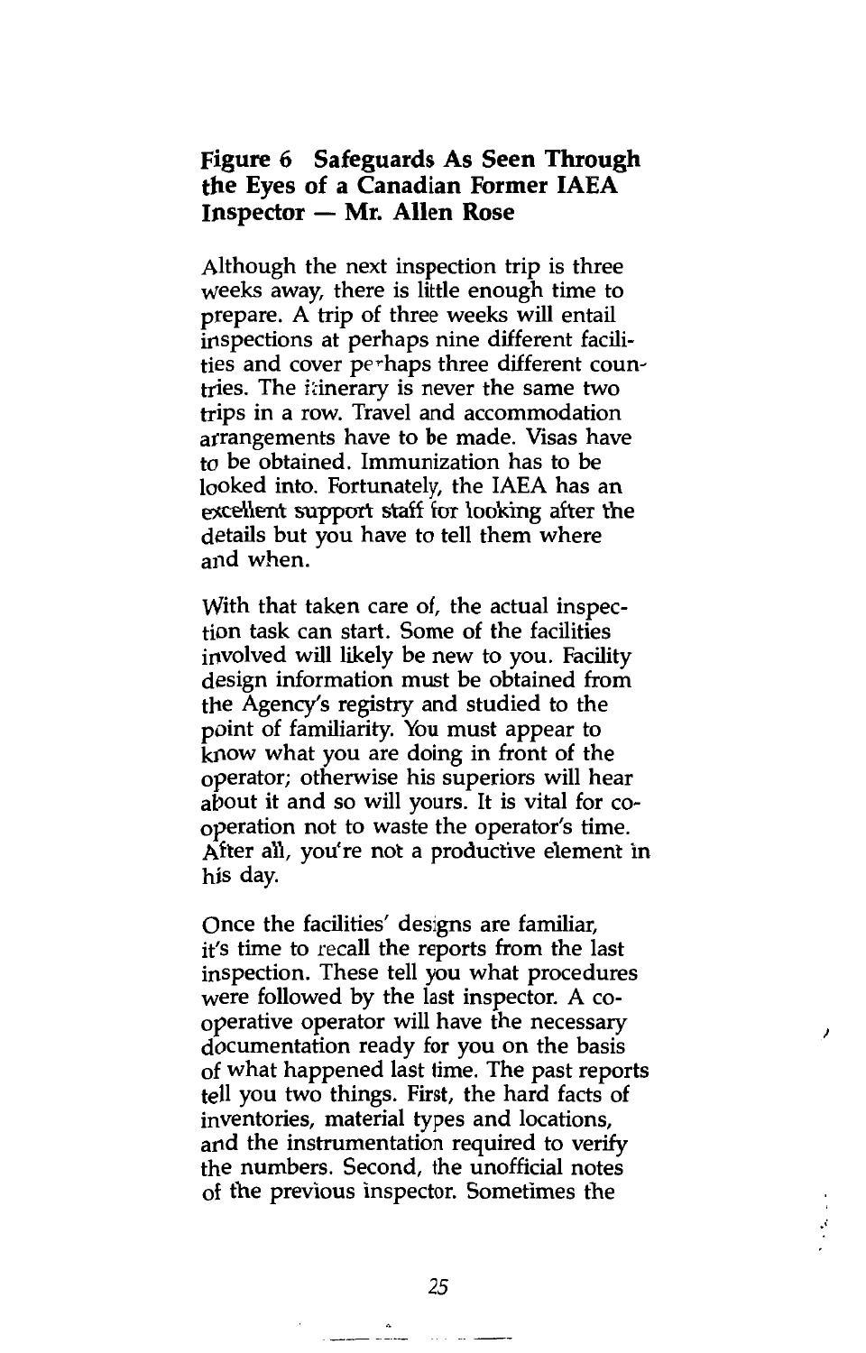## Figure 6 Safeguards As Seen Through the Eyes of a Canadian Former IAEA Inspector — Mr. Allen Rose

Although the next inspection trip is three weeks away, there is little enough time to prepare. A trip of three weeks will entail inspections at perhaps nine different facilities and cover perhaps three different countries. The itinerary is never the same two trips in a row. Travel and accommodation arrangements have to be made. Visas have to be obtained. Immunization has to be looked into. Fortunately, the IAEA has an excellent support staff for looking after the details but you have to tell them where and when.

With that taken care of, the actual inspection task can start. Some of the facilities involved will likely be new to you. Facility design information must be obtained from the Agency's registry and studied to the point of familiarity. You must appear to know what you are doing in front of the operator; otherwise his superiors will hear about it and so will yours. It is vital for co-operation not to waste the operator's time. After all, you're not a productive element in his day.

Once the facilities' designs are familiar, it's time to recall the reports from the last inspection. These tell you what procedures were followed by the last inspector. A co-operative operator will have the necessary documentation ready for you on the basis of what happened last time. The past reports tell you two things. First, the hard facts of inventories, material types and locations, and the instrumentation required to verify the numbers. Second, the unofficial notes of the previous inspector. Sometimes the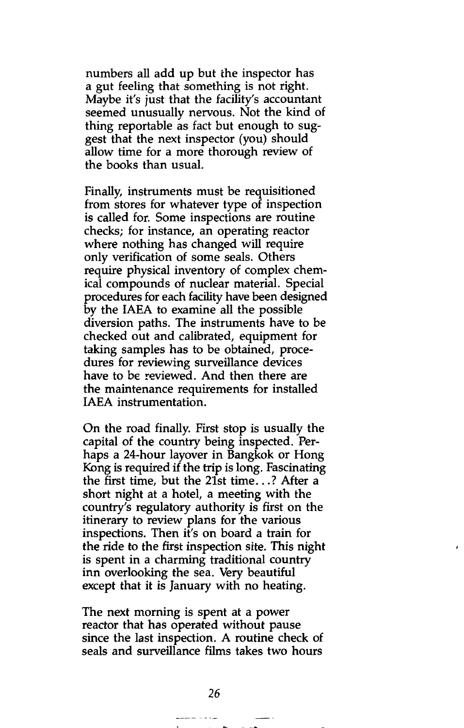numbers all add up but the inspector has a gut feeling that something is not right. Maybe it's just that the facility's accountant seemed unusually nervous. Not the kind of thing reportable as fact but enough to suggest that the next inspector (you) should allow time for a more thorough review of the books than usual.

Finally, instruments must be requisitioned from stores for whatever type of inspection is called for. Some inspections are routine checks; for instance, an operating reactor where nothing has changed will require only verification of some seals. Others require physical inventory of complex chemical compounds of nuclear material. Special procedures for each facility have been designed by the IAEA to examine all the possible diversion paths. The instruments have to be checked out and calibrated, equipment for taking samples has to be obtained, procedures for reviewing surveillance devices have to be reviewed. And then there are the maintenance requirements for installed IAEA instrumentation.

On the road finally. First stop is usually the capital of the country being inspected. Perhaps a 24-hour layover in Bangkok or Hong Kong is required if the trip is long. Fascinating the first time, but the 21st time...? After a short night at a hotel, a meeting with the country's regulatory authority is first on the itinerary to review plans for the various inspections. Then it's on board a train for the ride to the first inspection site. This night is spent in a charming traditional country inn overlooking the sea. Very beautiful except that it is January with no heating.

The next morning is spent at a power reactor that has operated without pause since the last inspection. A routine check of seals and surveillance films takes two hours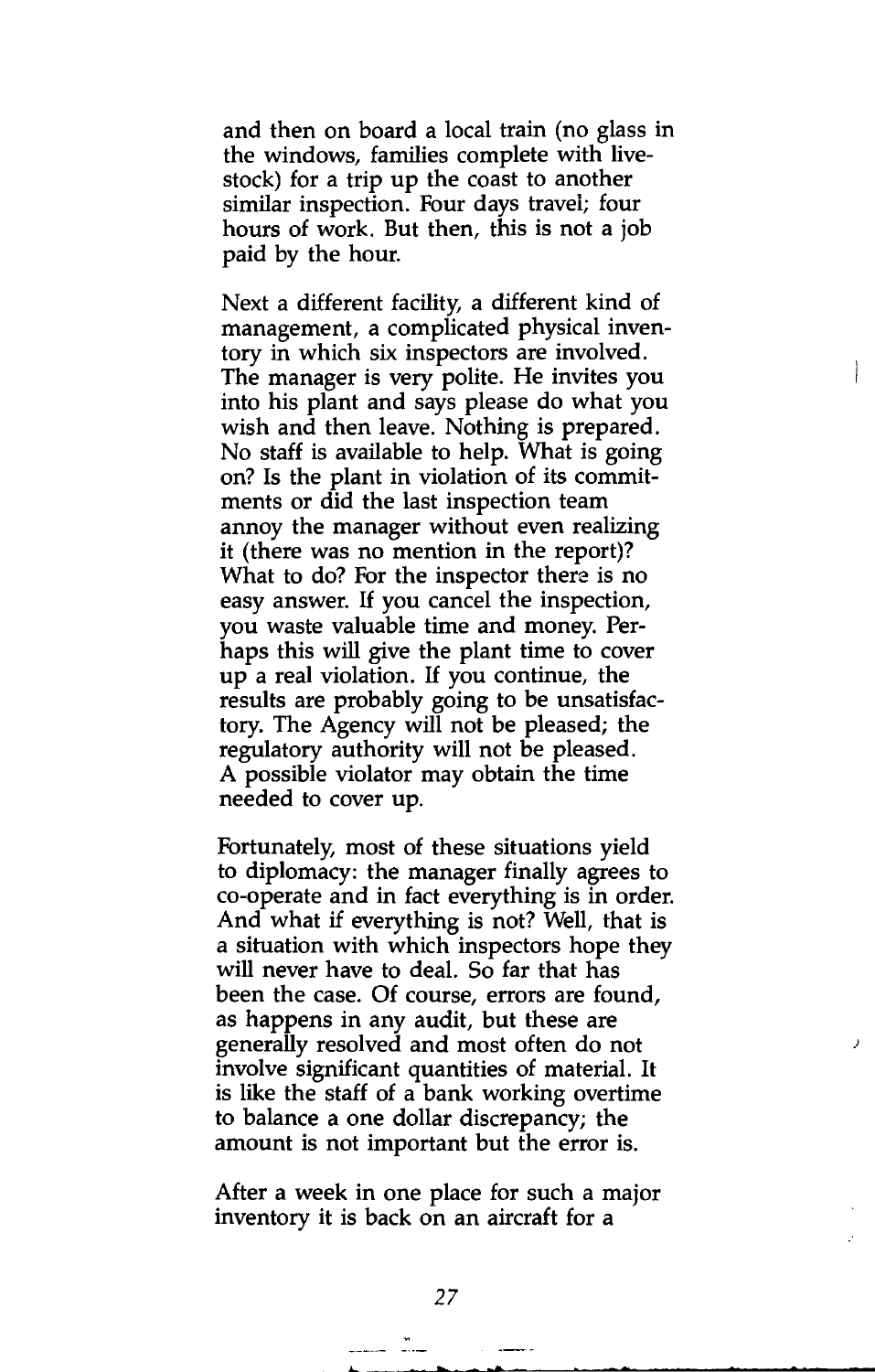and then on board a local train (no glass in the windows, families complete with livestock) for a trip up the coast to another similar inspection. Four days travel; four hours of work. But then, this is not a job paid by the hour.

Next a different facility, a different kind of management, a complicated physical inventory in which six inspectors are involved. The manager is very polite. He invites you into his plant and says please do what you wish and then leave. Nothing is prepared. No staff is available to help. What is going on? Is the plant in violation of its commitments or did the last inspection team annoy the manager without even realizing it (there was no mention in the report)? What to do? For the inspector there is no easy answer. If you cancel the inspection, you waste valuable time and money. Perhaps this will give the plant time to cover up a real violation. If you continue, the results are probably going to be unsatisfactory. The Agency will not be pleased; the regulatory authority will not be pleased. A possible violator may obtain the time needed to cover up.

Fortunately, most of these situations yield to diplomacy: the manager finally agrees to co-operate and in fact everything is in order. And what if everything is not? Well, that is a situation with which inspectors hope they will never have to deal. So far that has been the case. Of course, errors are found, as happens in any audit, but these are generally resolved and most often do not involve significant quantities of material. It is like the staff of a bank working overtime to balance a one dollar discrepancy; the amount is not important but the error is.

After a week in one place for such a major inventory it is back on an aircraft for a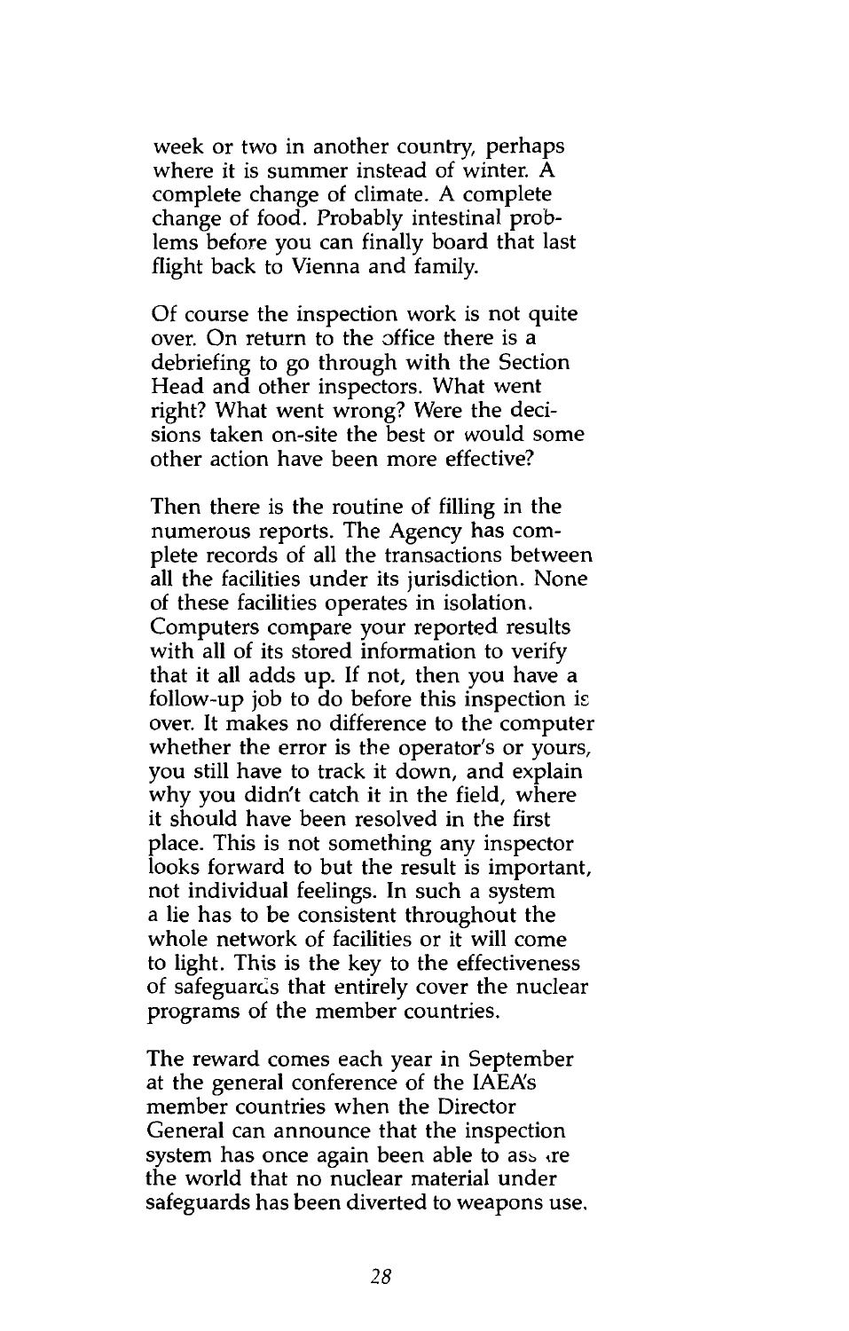week or two in another country, perhaps where it is summer instead of winter. A complete change of climate. A complete change of food. Probably intestinal problems before you can finally board that last flight back to Vienna and family.

Of course the inspection work is not quite over. On return to the office there is a debriefing to go through with the Section Head and other inspectors. What went right? What went wrong? Were the decisions taken on-site the best or would some other action have been more effective?

Then there is the routine of filling in the numerous reports. The Agency has complete records of all the transactions between all the facilities under its jurisdiction. None of these facilities operates in isolation. Computers compare your reported results with all of its stored information to verify that it all adds up. If not, then you have a follow-up job to do before this inspection is over. It makes no difference to the computer whether the error is the operator's or yours, you still have to track it down, and explain why you didn't catch it in the field, where it should have been resolved in the first place. This is not something any inspector looks forward to but the result is important, not individual feelings. In such a system a lie has to be consistent throughout the whole network of facilities or it will come to light. This is the key to the effectiveness of safeguards that entirely cover the nuclear programs of the member countries.

The reward comes each year in September at the general conference of the IAEA's member countries when the Director General can announce that the inspection system has once again been able to assure the world that no nuclear material under safeguards has been diverted to weapons use.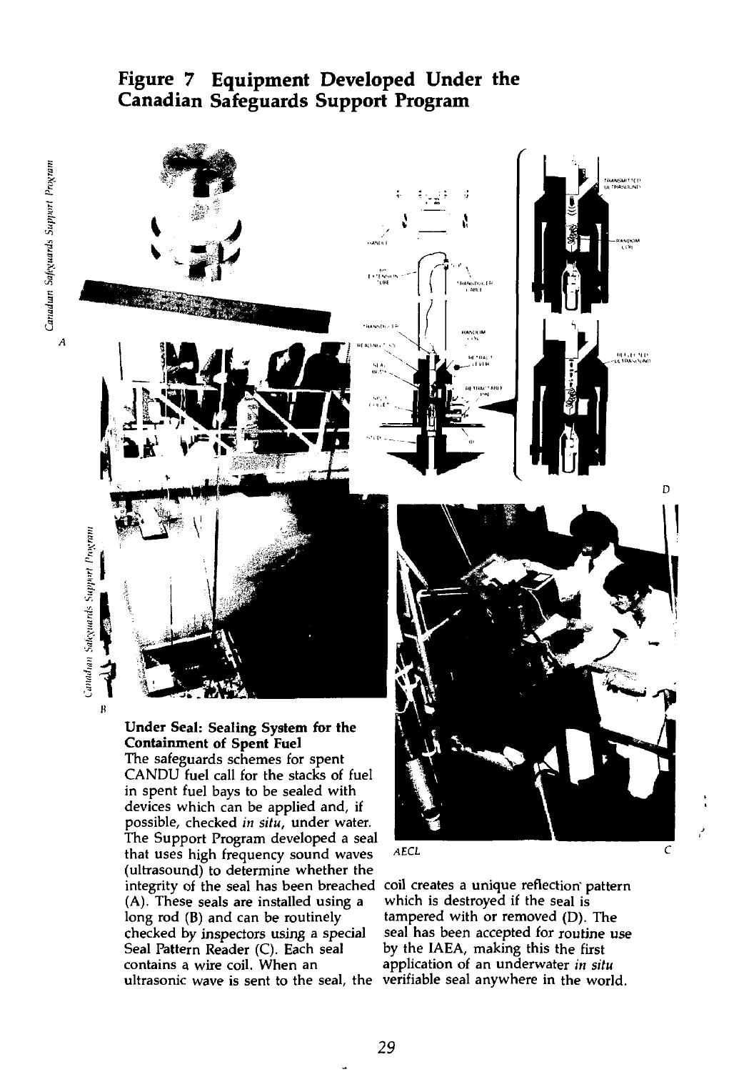# Figure 7 Equipment Developed Under the Canadian Safeguards Support Program

A

B

D

AECL

C

**Under Seal: Sealing System for the Containment of Spent Fuel**
The safeguards schemes for spent CANDU fuel call for the stacks of fuel in spent fuel bays to be sealed with devices which can be applied and, if possible, checked *in situ*, under water. The Support Program developed a seal that uses high frequency sound waves (ultrasound) to determine whether the integrity of the seal has been breached (A). These seals are installed using a long rod (B) and can be routinely checked by inspectors using a special Seal Pattern Reader (C). Each seal contains a wire coil. When an ultrasonic wave is sent to the seal, the coil creates a unique reflection pattern which is destroyed if the seal is tampered with or removed (D). The seal has been accepted for routine use by the IAEA, making this the first application of an underwater *in situ* verifiable seal anywhere in the world.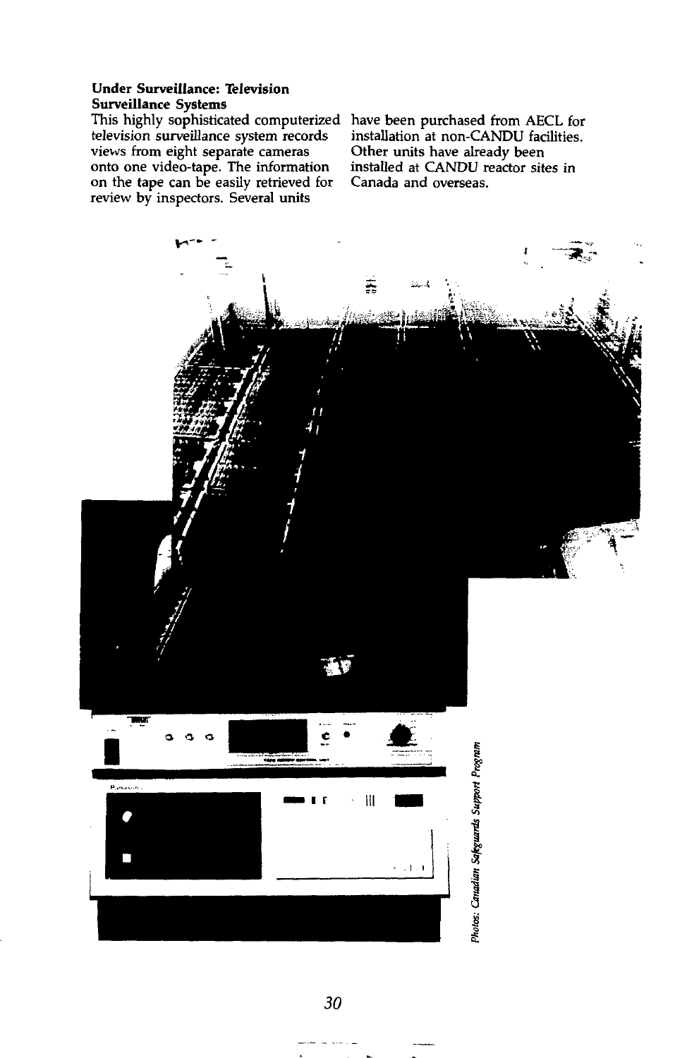**Under Surveillance: Television Surveillance Systems**

This highly sophisticated computerized television surveillance system records views from eight separate cameras onto one video-tape. The information on the tape can be easily retrieved for review by inspectors. Several units have been purchased from AECL for installation at non-CANDU facilities. Other units have already been installed at CANDU reactor sites in Canada and overseas.

*Photos: Canadian Safeguards Support Program*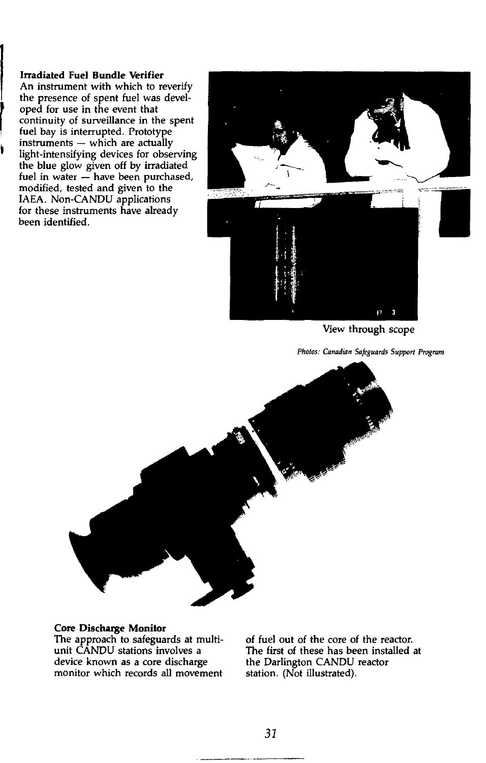**Irradiated Fuel Bundle Verifier**
An instrument with which to reverify the presence of spent fuel was developed for use in the event that continuity of surveillance in the spent fuel bay is interrupted. Prototype instruments — which are actually light-intensifying devices for observing the blue glow given off by irradiated fuel in water — have been purchased, modified, tested and given to the IAEA. Non-CANDU applications for these instruments have already been identified.

View through scope

*Photos: Canadian Safeguards Support Program*

**Core Discharge Monitor**
The approach to safeguards at multi-unit CANDU stations involves a device known as a core discharge monitor which records all movement of fuel out of the core of the reactor. The first of these has been installed at the Darlington CANDU reactor station. (Not illustrated).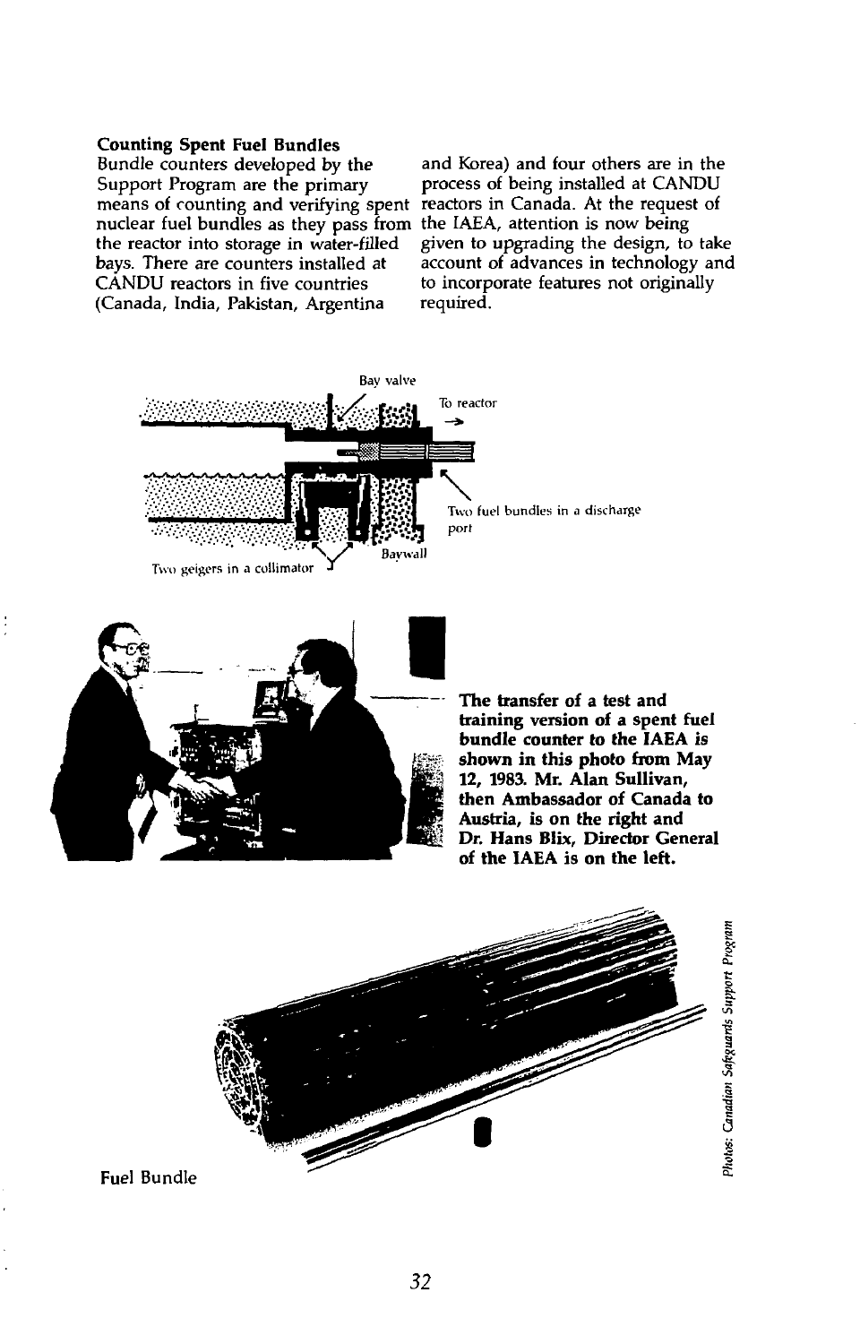**Counting Spent Fuel Bundles**

Bundle counters developed by the Support Program are the primary means of counting and verifying spent nuclear fuel bundles as they pass from the reactor into storage in water-filled bays. There are counters installed at CANDU reactors in five countries (Canada, India, Pakistan, Argentina and Korea) and four others are in the process of being installed at CANDU reactors in Canada. At the request of the IAEA, attention is now being given to upgrading the design, to take account of advances in technology and to incorporate features not originally required.

Bay valve

To reactor →

Two fuel bundles in a discharge port

Baywall

Two geigers in a collimator

**The transfer of a test and training version of a spent fuel bundle counter to the IAEA is shown in this photo from May 12, 1983. Mr. Alan Sullivan, then Ambassador of Canada to Austria, is on the right and Dr. Hans Blix, Director General of the IAEA is on the left.**

Fuel Bundle

*Photos: Canadian Safeguards Support Program*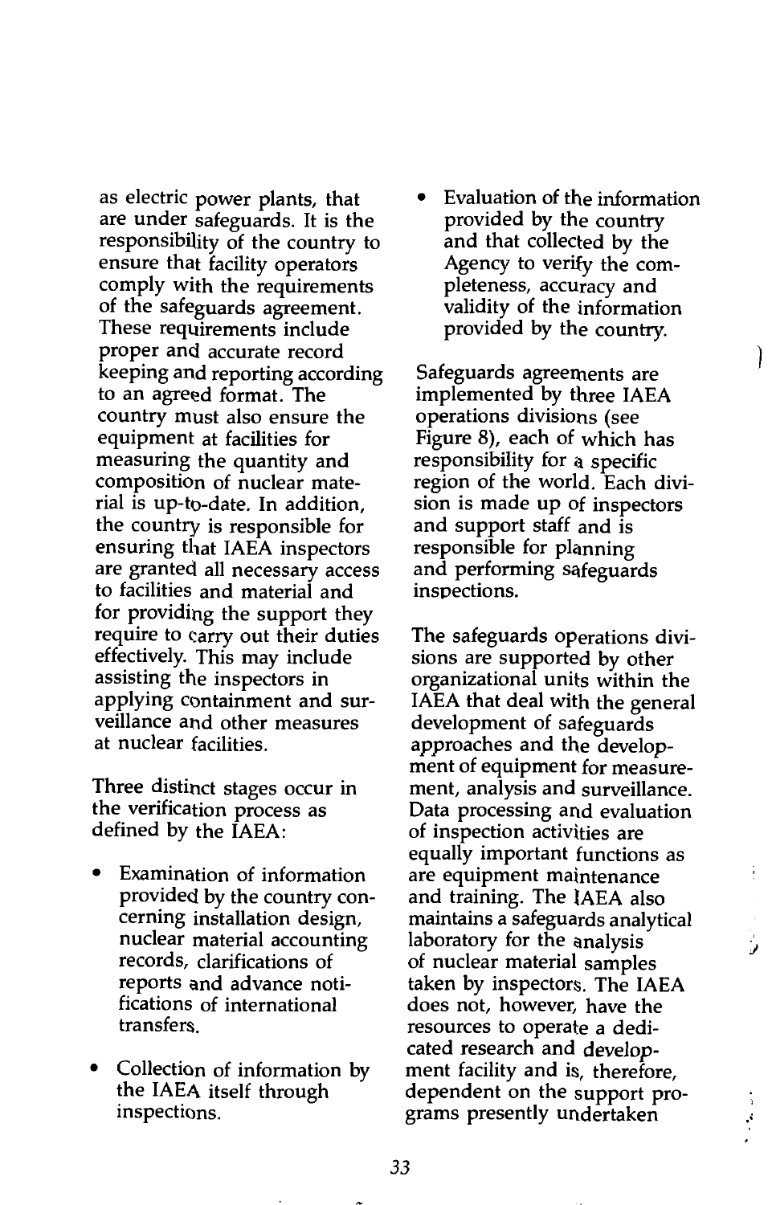as electric power plants, that are under safeguards. It is the responsibility of the country to ensure that facility operators comply with the requirements of the safeguards agreement. These requirements include proper and accurate record keeping and reporting according to an agreed format. The country must also ensure the equipment at facilities for measuring the quantity and composition of nuclear material is up-to-date. In addition, the country is responsible for ensuring that IAEA inspectors are granted all necessary access to facilities and material and for providing the support they require to carry out their duties effectively. This may include assisting the inspectors in applying containment and surveillance and other measures at nuclear facilities.

Three distinct stages occur in the verification process as defined by the IAEA:

- Examination of information provided by the country concerning installation design, nuclear material accounting records, clarifications of reports and advance notifications of international transfers.
- Collection of information by the IAEA itself through inspections.
- Evaluation of the information provided by the country and that collected by the Agency to verify the completeness, accuracy and validity of the information provided by the country.

Safeguards agreements are implemented by three IAEA operations divisions (see Figure 8), each of which has responsibility for a specific region of the world. Each division is made up of inspectors and support staff and is responsible for planning and performing safeguards inspections.

The safeguards operations divisions are supported by other organizational units within the IAEA that deal with the general development of safeguards approaches and the development of equipment for measurement, analysis and surveillance. Data processing and evaluation of inspection activities are equally important functions as are equipment maintenance and training. The IAEA also maintains a safeguards analytical laboratory for the analysis of nuclear material samples taken by inspectors. The IAEA does not, however, have the resources to operate a dedicated research and development facility and is, therefore, dependent on the support programs presently undertaken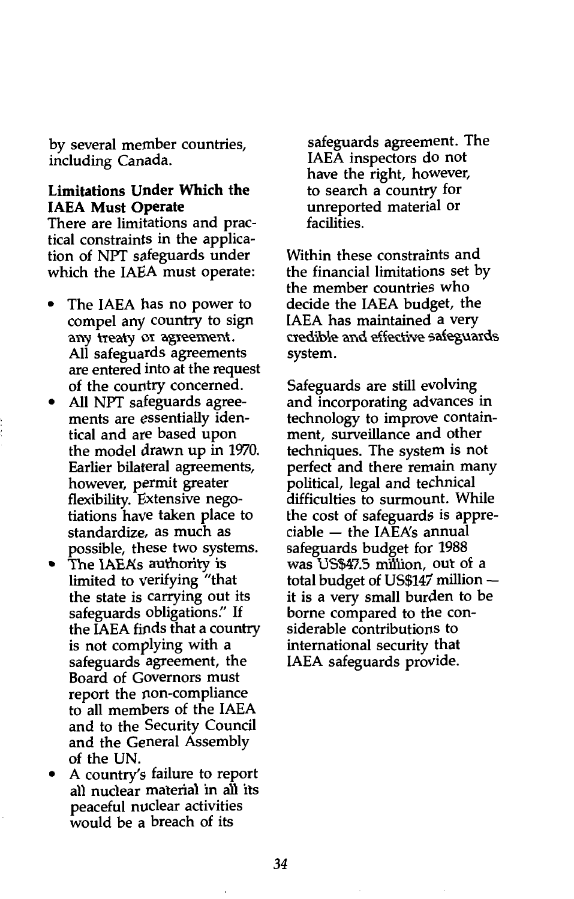by several member countries, including Canada.

**Limitations Under Which the IAEA Must Operate**

There are limitations and practical constraints in the application of NPT safeguards under which the IAEA must operate:

- The IAEA has no power to compel any country to sign any treaty or agreement. All safeguards agreements are entered into at the request of the country concerned.
- All NPT safeguards agreements are essentially identical and are based upon the model drawn up in 1970. Earlier bilateral agreements, however, permit greater flexibility. Extensive negotiations have taken place to standardize, as much as possible, these two systems.
- The IAEA's authority is limited to verifying "that the state is carrying out its safeguards obligations." If the IAEA finds that a country is not complying with a safeguards agreement, the Board of Governors must report the non-compliance to all members of the IAEA and to the Security Council and the General Assembly of the UN.
- A country's failure to report all nuclear material in all its peaceful nuclear activities would be a breach of its safeguards agreement. The IAEA inspectors do not have the right, however, to search a country for unreported material or facilities.

Within these constraints and the financial limitations set by the member countries who decide the IAEA budget, the IAEA has maintained a very credible and effective safeguards system.

Safeguards are still evolving and incorporating advances in technology to improve containment, surveillance and other techniques. The system is not perfect and there remain many political, legal and technical difficulties to surmount. While the cost of safeguards is appreciable — the IAEA's annual safeguards budget for 1988 was US$47.5 million, out of a total budget of US$147 million — it is a very small burden to be borne compared to the considerable contributions to international security that IAEA safeguards provide.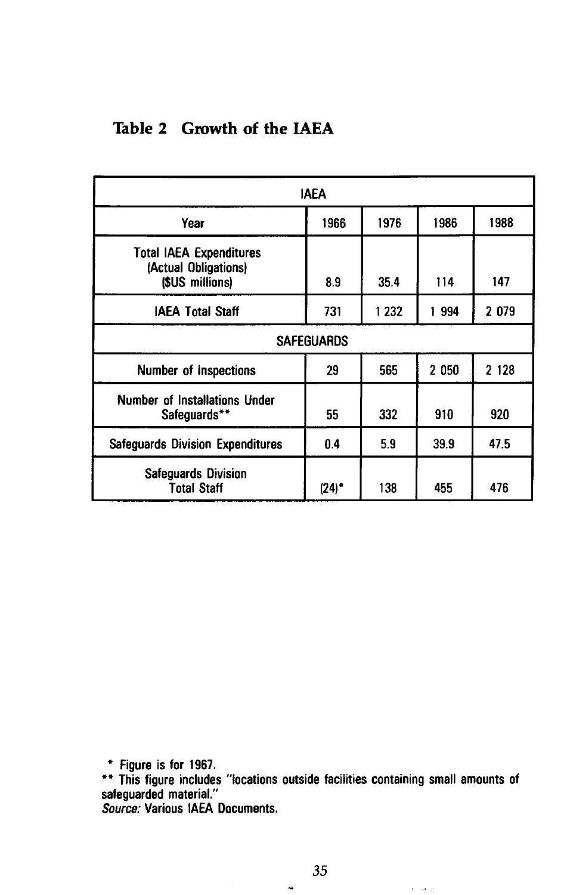## Table 2 Growth of the IAEA

| IAEA | | | | |
|---|---|---|---|---|
| Year | 1966 | 1976 | 1986 | 1988 |
| Total IAEA Expenditures (Actual Obligations) ($US millions) | 8.9 | 35.4 | 114 | 147 |
| IAEA Total Staff | 731 | 1 232 | 1 994 | 2 079 |
| **SAFEGUARDS** | | | | |
| Number of Inspections | 29 | 565 | 2 050 | 2 128 |
| Number of Installations Under Safeguards** | 55 | 332 | 910 | 920 |
| Safeguards Division Expenditures | 0.4 | 5.9 | 39.9 | 47.5 |
| Safeguards Division Total Staff | (24)* | 138 | 455 | 476 |

\* Figure is for 1967.

** This figure includes "locations outside facilities containing small amounts of safeguarded material."

*Source:* Various IAEA Documents.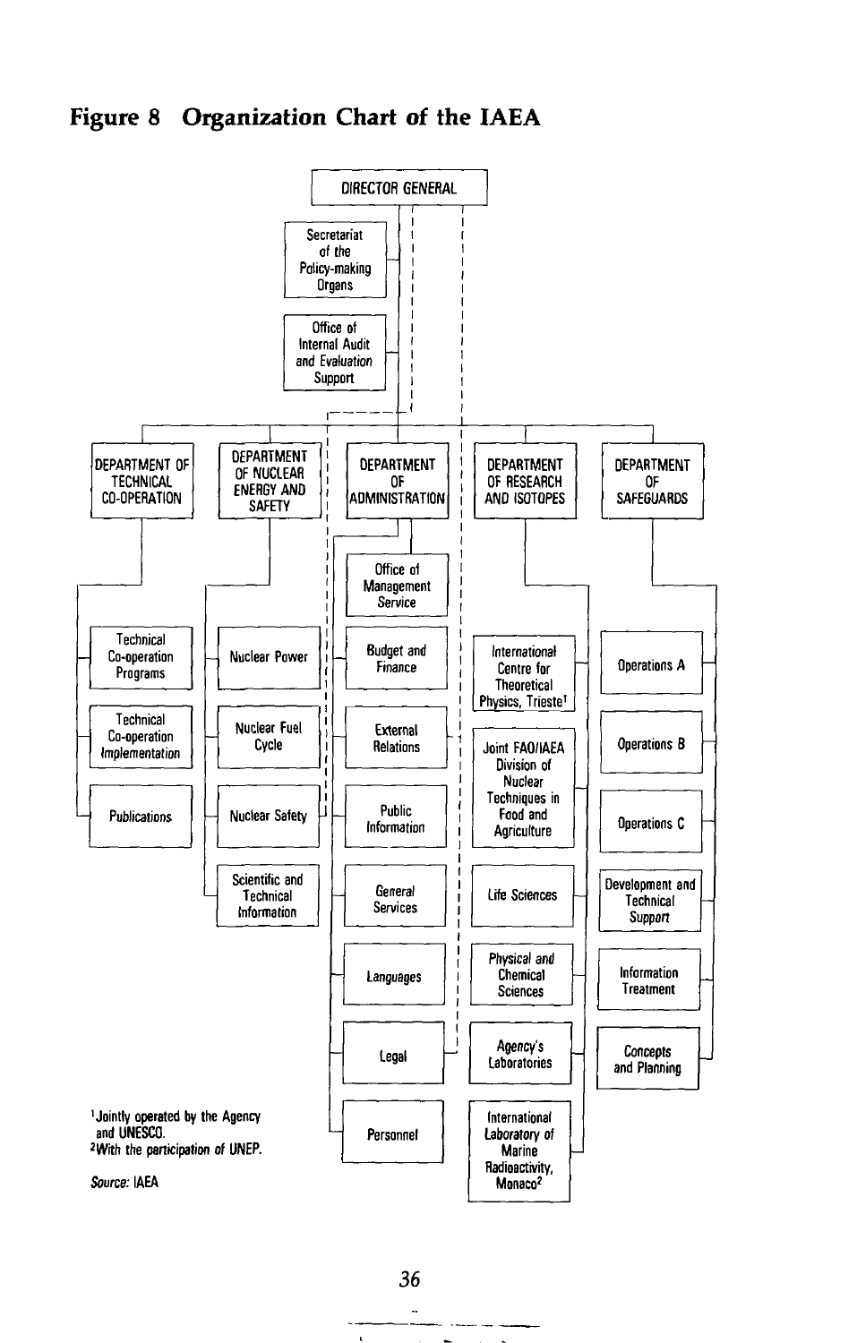## Figure 8 Organization Chart of the IAEA

DIRECTOR GENERAL

- Secretariat of the Policy-making Organs
- Office of Internal Audit and Evaluation Support

**DEPARTMENT OF TECHNICAL CO-OPERATION**
- Technical Co-operation Programs
- Technical Co-operation Implementation
- Publications

**DEPARTMENT OF NUCLEAR ENERGY AND SAFETY**
- Nuclear Power
- Nuclear Fuel Cycle
- Nuclear Safety
- Scientific and Technical Information

**DEPARTMENT OF ADMINISTRATION**
- Office of Management Service
- Budget and Finance
- External Relations
- Public Information
- General Services
- Languages
- Legal
- Personnel

**DEPARTMENT OF RESEARCH AND ISOTOPES**
- International Centre for Theoretical Physics, Trieste[1]
- Joint FAO/IAEA Division of Nuclear Techniques in Food and Agriculture
- Life Sciences
- Physical and Chemical Sciences
- Agency's Laboratories
- International Laboratory of Marine Radioactivity, Monaco[2]

**DEPARTMENT OF SAFEGUARDS**
- Operations A
- Operations B
- Operations C
- Development and Technical Support
- Information Treatment
- Concepts and Planning

[1]Jointly operated by the Agency and UNESCO.
[2]With the participation of UNEP.

*Source:* IAEA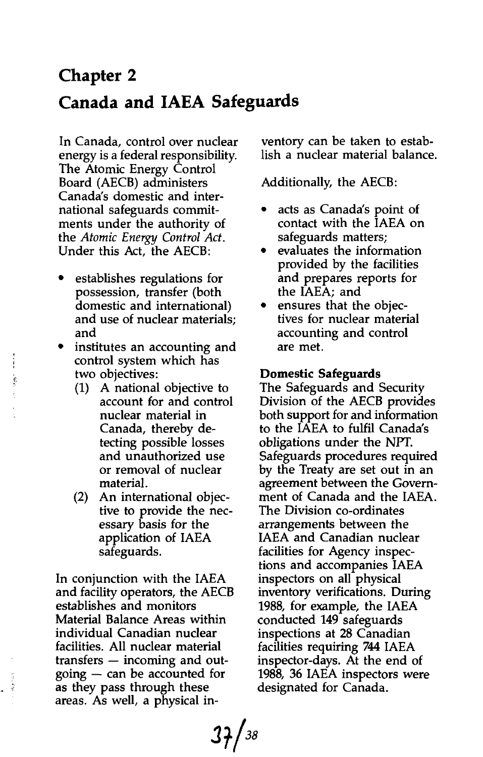# Chapter 2

# Canada and IAEA Safeguards

In Canada, control over nuclear energy is a federal responsibility. The Atomic Energy Control Board (AECB) administers Canada's domestic and international safeguards commitments under the authority of the *Atomic Energy Control Act*. Under this Act, the AECB:

- establishes regulations for possession, transfer (both domestic and international) and use of nuclear materials; and
- institutes an accounting and control system which has two objectives:
  1. A national objective to account for and control nuclear material in Canada, thereby detecting possible losses and unauthorized use or removal of nuclear material.
  2. An international objective to provide the necessary basis for the application of IAEA safeguards.

In conjunction with the IAEA and facility operators, the AECB establishes and monitors Material Balance Areas within individual Canadian nuclear facilities. All nuclear material transfers — incoming and outgoing — can be accounted for as they pass through these areas. As well, a physical inventory can be taken to establish a nuclear material balance.

Additionally, the AECB:

- acts as Canada's point of contact with the IAEA on safeguards matters;
- evaluates the information provided by the facilities and prepares reports for the IAEA; and
- ensures that the objectives for nuclear material accounting and control are met.

**Domestic Safeguards**

The Safeguards and Security Division of the AECB provides both support for and information to the IAEA to fulfil Canada's obligations under the NPT. Safeguards procedures required by the Treaty are set out in an agreement between the Government of Canada and the IAEA. The Division co-ordinates arrangements between the IAEA and Canadian nuclear facilities for Agency inspections and accompanies IAEA inspectors on all physical inventory verifications. During 1988, for example, the IAEA conducted 149 safeguards inspections at 28 Canadian facilities requiring 744 IAEA inspector-days. At the end of 1988, 36 IAEA inspectors were designated for Canada.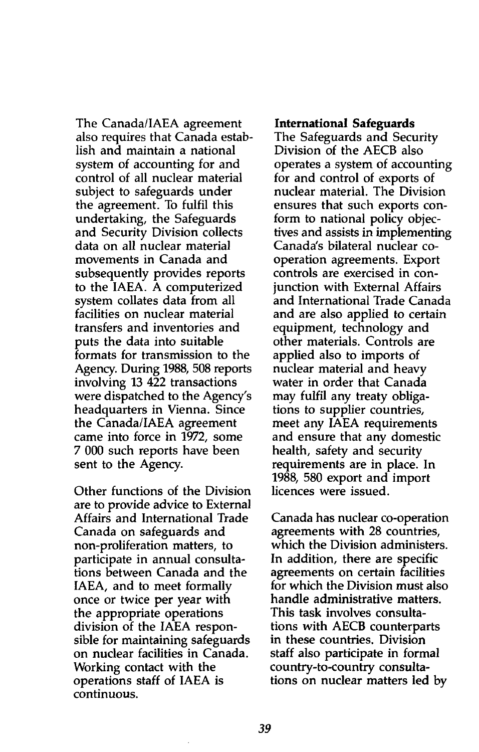The Canada/IAEA agreement also requires that Canada establish and maintain a national system of accounting for and control of all nuclear material subject to safeguards under the agreement. To fulfil this undertaking, the Safeguards and Security Division collects data on all nuclear material movements in Canada and subsequently provides reports to the IAEA. A computerized system collates data from all facilities on nuclear material transfers and inventories and puts the data into suitable formats for transmission to the Agency. During 1988, 508 reports involving 13 422 transactions were dispatched to the Agency's headquarters in Vienna. Since the Canada/IAEA agreement came into force in 1972, some 7 000 such reports have been sent to the Agency.

Other functions of the Division are to provide advice to External Affairs and International Trade Canada on safeguards and non-proliferation matters, to participate in annual consultations between Canada and the IAEA, and to meet formally once or twice per year with the appropriate operations division of the IAEA responsible for maintaining safeguards on nuclear facilities in Canada. Working contact with the operations staff of IAEA is continuous.

**International Safeguards**

The Safeguards and Security Division of the AECB also operates a system of accounting for and control of exports of nuclear material. The Division ensures that such exports conform to national policy objectives and assists in implementing Canada's bilateral nuclear co-operation agreements. Export controls are exercised in conjunction with External Affairs and International Trade Canada and are also applied to certain equipment, technology and other materials. Controls are applied also to imports of nuclear material and heavy water in order that Canada may fulfil any treaty obligations to supplier countries, meet any IAEA requirements and ensure that any domestic health, safety and security requirements are in place. In 1988, 580 export and import licences were issued.

Canada has nuclear co-operation agreements with 28 countries, which the Division administers. In addition, there are specific agreements on certain facilities for which the Division must also handle administrative matters. This task involves consultations with AECB counterparts in these countries. Division staff also participate in formal country-to-country consultations on nuclear matters led by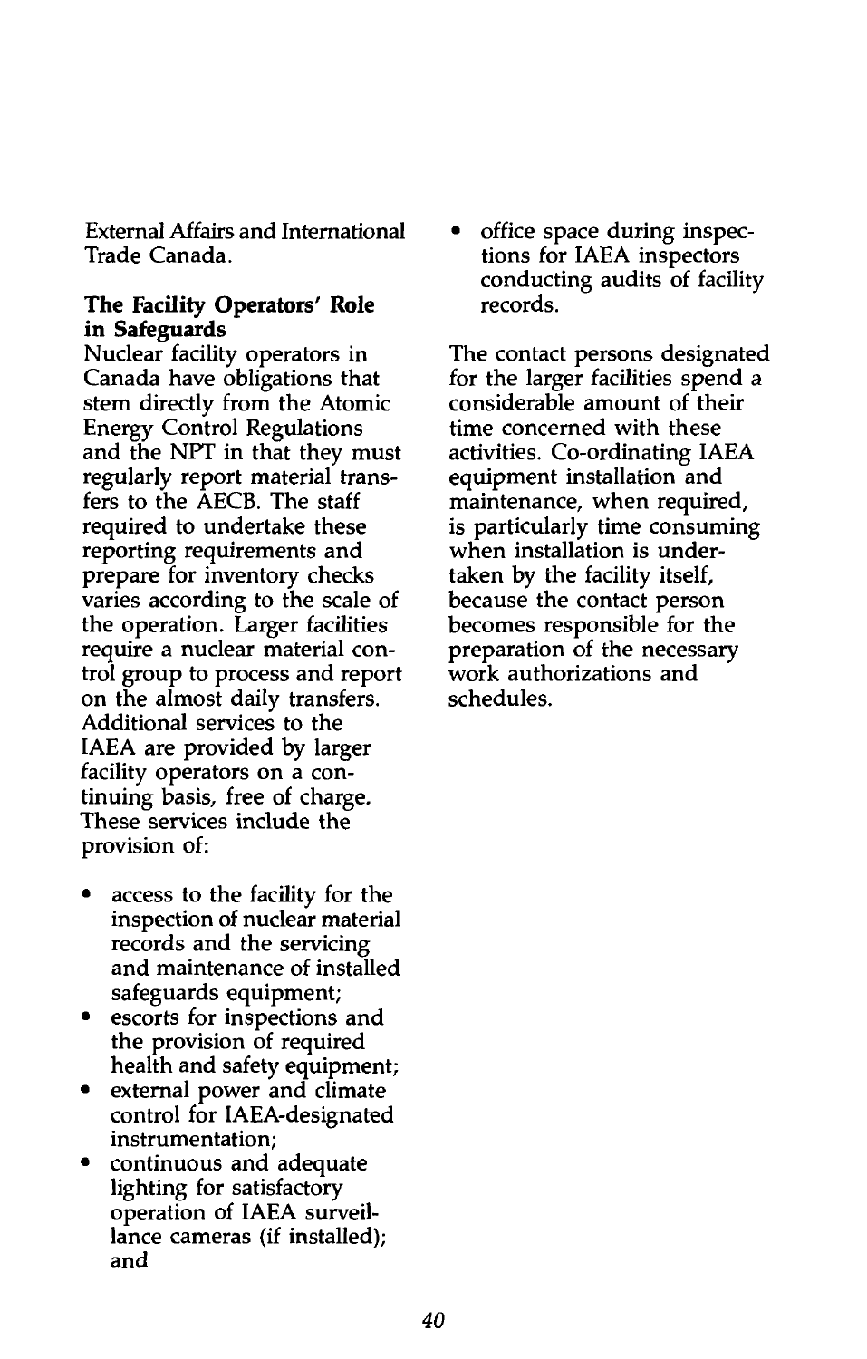External Affairs and International Trade Canada.

### The Facility Operators' Role in Safeguards

Nuclear facility operators in Canada have obligations that stem directly from the Atomic Energy Control Regulations and the NPT in that they must regularly report material transfers to the AECB. The staff required to undertake these reporting requirements and prepare for inventory checks varies according to the scale of the operation. Larger facilities require a nuclear material control group to process and report on the almost daily transfers. Additional services to the IAEA are provided by larger facility operators on a continuing basis, free of charge. These services include the provision of:

- access to the facility for the inspection of nuclear material records and the servicing and maintenance of installed safeguards equipment;
- escorts for inspections and the provision of required health and safety equipment;
- external power and climate control for IAEA-designated instrumentation;
- continuous and adequate lighting for satisfactory operation of IAEA surveillance cameras (if installed); and
- office space during inspections for IAEA inspectors conducting audits of facility records.

The contact persons designated for the larger facilities spend a considerable amount of their time concerned with these activities. Co-ordinating IAEA equipment installation and maintenance, when required, is particularly time consuming when installation is undertaken by the facility itself, because the contact person becomes responsible for the preparation of the necessary work authorizations and schedules.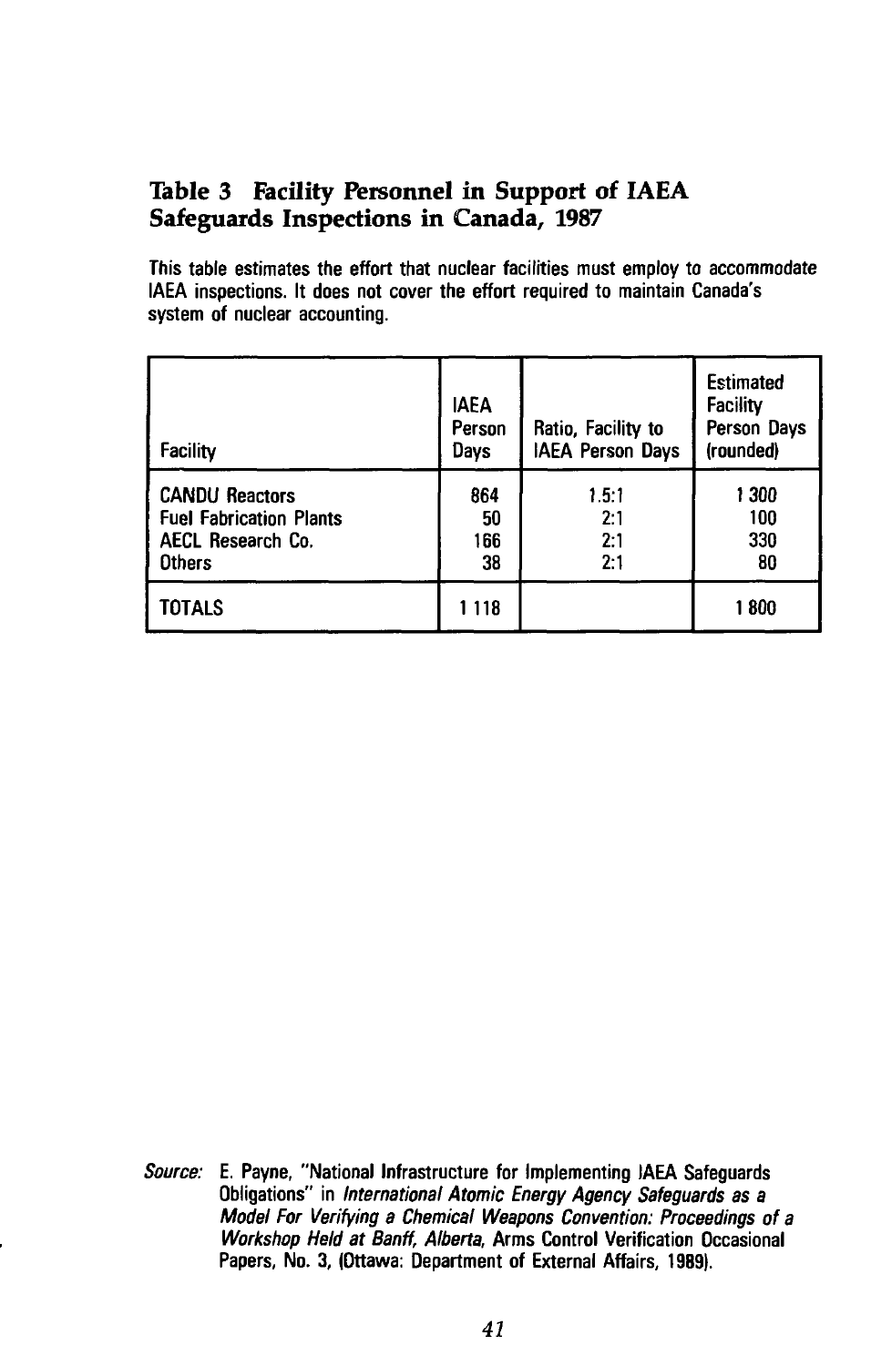## Table 3 Facility Personnel in Support of IAEA Safeguards Inspections in Canada, 1987

This table estimates the effort that nuclear facilities must employ to accommodate IAEA inspections. It does not cover the effort required to maintain Canada's system of nuclear accounting.

| Facility | IAEA Person Days | Ratio, Facility to IAEA Person Days | Estimated Facility Person Days (rounded) |
|---|---|---|---|
| CANDU Reactors | 864 | 1.5:1 | 1 300 |
| Fuel Fabrication Plants | 50 | 2:1 | 100 |
| AECL Research Co. | 166 | 2:1 | 330 |
| Others | 38 | 2:1 | 80 |
| TOTALS | 1 118 | | 1 800 |

*Source:* E. Payne, "National Infrastructure for Implementing IAEA Safeguards Obligations" in *International Atomic Energy Agency Safeguards as a Model For Verifying a Chemical Weapons Convention: Proceedings of a Workshop Held at Banff, Alberta,* Arms Control Verification Occasional Papers, No. 3, (Ottawa: Department of External Affairs, 1989).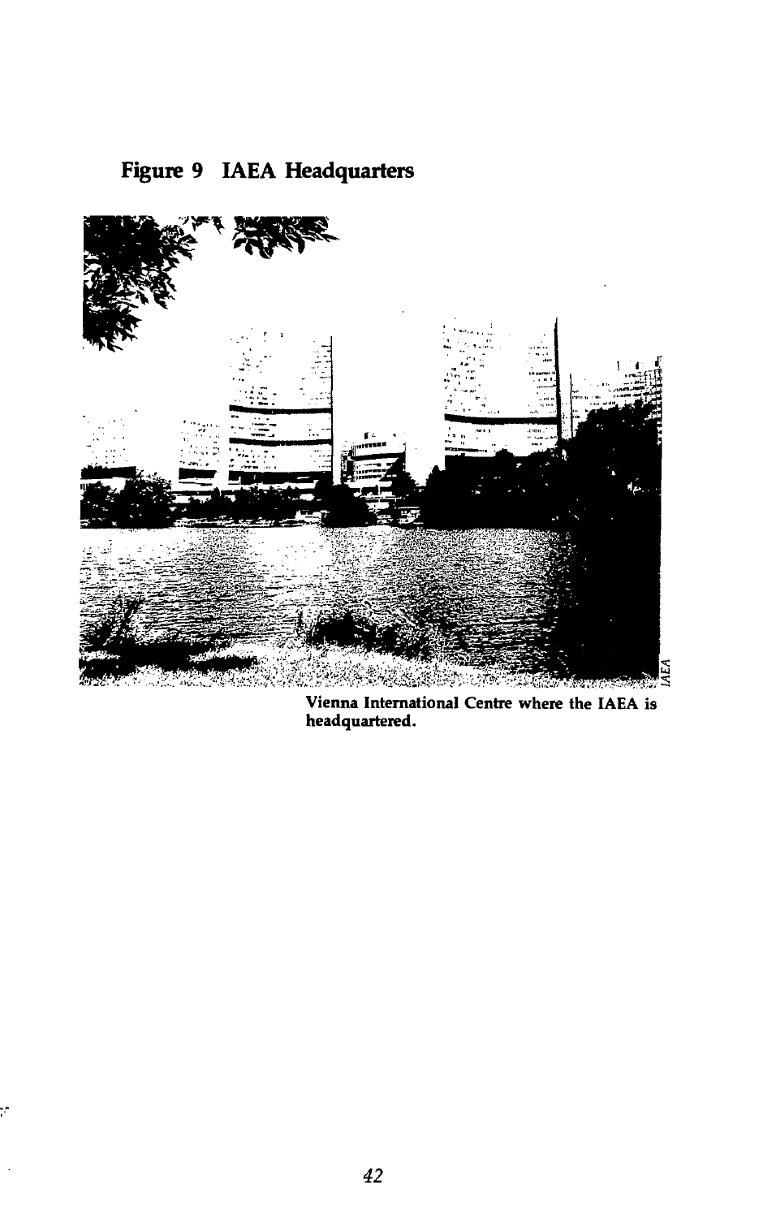**Figure 9 IAEA Headquarters**

Vienna International Centre where the IAEA is headquartered.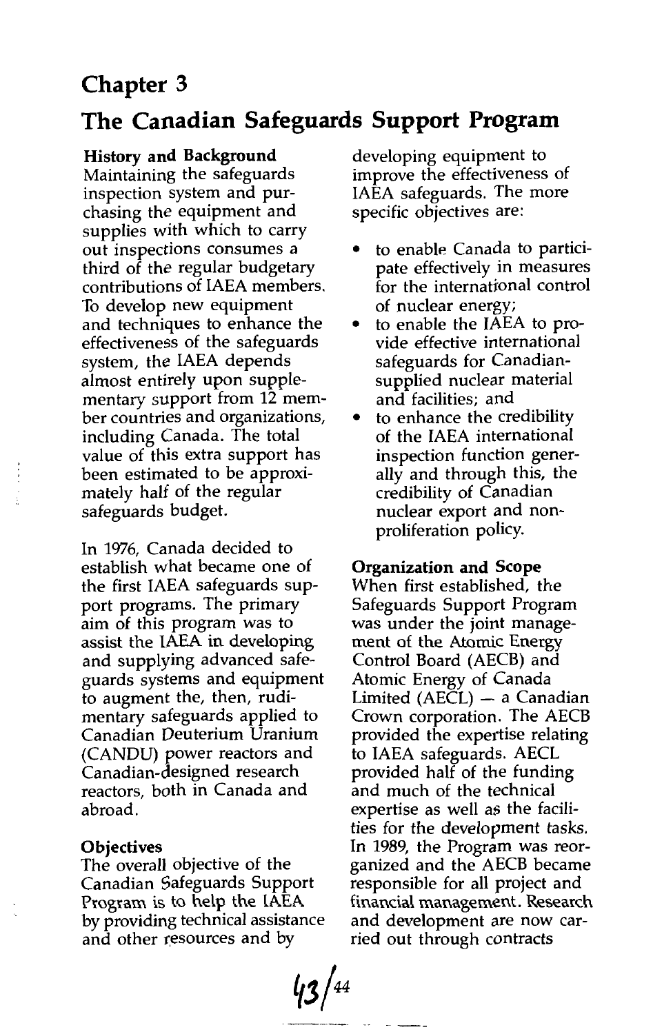# Chapter 3

# The Canadian Safeguards Support Program

### History and Background

Maintaining the safeguards inspection system and purchasing the equipment and supplies with which to carry out inspections consumes a third of the regular budgetary contributions of IAEA members. To develop new equipment and techniques to enhance the effectiveness of the safeguards system, the IAEA depends almost entirely upon supplementary support from 12 member countries and organizations, including Canada. The total value of this extra support has been estimated to be approximately half of the regular safeguards budget.

In 1976, Canada decided to establish what became one of the first IAEA safeguards support programs. The primary aim of this program was to assist the IAEA in developing and supplying advanced safeguards systems and equipment to augment the, then, rudimentary safeguards applied to Canadian Deuterium Uranium (CANDU) power reactors and Canadian-designed research reactors, both in Canada and abroad.

### Objectives

The overall objective of the Canadian Safeguards Support Program is to help the IAEA by providing technical assistance and other resources and by developing equipment to improve the effectiveness of IAEA safeguards. The more specific objectives are:

- to enable Canada to participate effectively in measures for the international control of nuclear energy;
- to enable the IAEA to provide effective international safeguards for Canadian-supplied nuclear material and facilities; and
- to enhance the credibility of the IAEA international inspection function generally and through this, the credibility of Canadian nuclear export and non-proliferation policy.

### Organization and Scope

When first established, the Safeguards Support Program was under the joint management of the Atomic Energy Control Board (AECB) and Atomic Energy of Canada Limited (AECL) — a Canadian Crown corporation. The AECB provided the expertise relating to IAEA safeguards. AECL provided half of the funding and much of the technical expertise as well as the facilities for the development tasks. In 1989, the Program was reorganized and the AECB became responsible for all project and financial management. Research and development are now carried out through contracts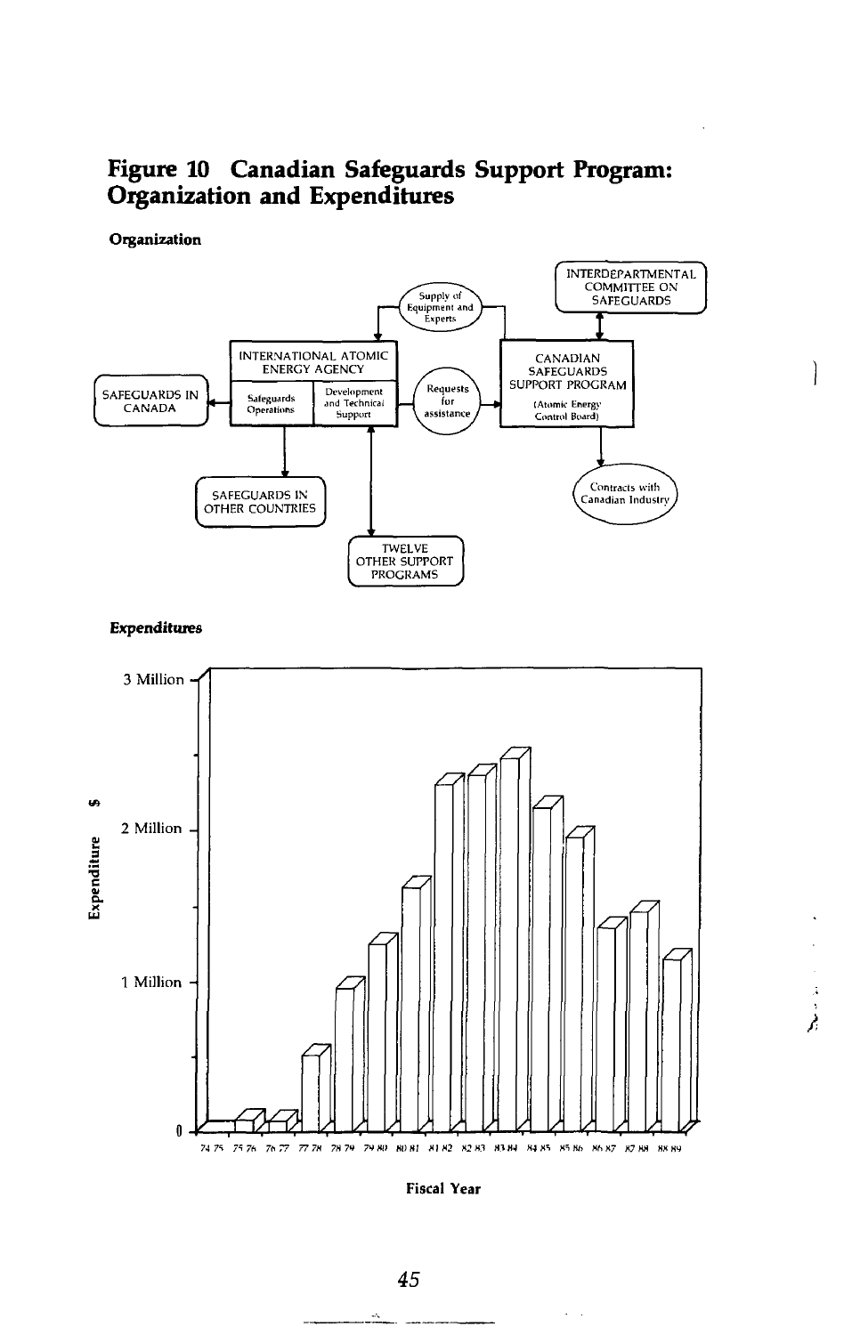# Figure 10 Canadian Safeguards Support Program: Organization and Expenditures

**Organization**

INTERDEPARTMENTAL COMMITTEE ON SAFEGUARDS

Supply of Equipment and Experts

INTERNATIONAL ATOMIC ENERGY AGENCY

Safeguards Operations | Development and Technical Support

CANADIAN SAFEGUARDS SUPPORT PROGRAM (Atomic Energy Control Board)

SAFEGUARDS IN CANADA

Requests for assistance

SAFEGUARDS IN OTHER COUNTRIES

Contracts with Canadian Industry

TWELVE OTHER SUPPORT PROGRAMS

***Expenditures***

Expenditure $

3 Million

2 Million

1 Million

0

74 75 75 76 76 77 77 78 78 79 79 80 80 81 81 82 82 83 83 84 84 85 85 86 86 87 87 88 88 89

**Fiscal Year**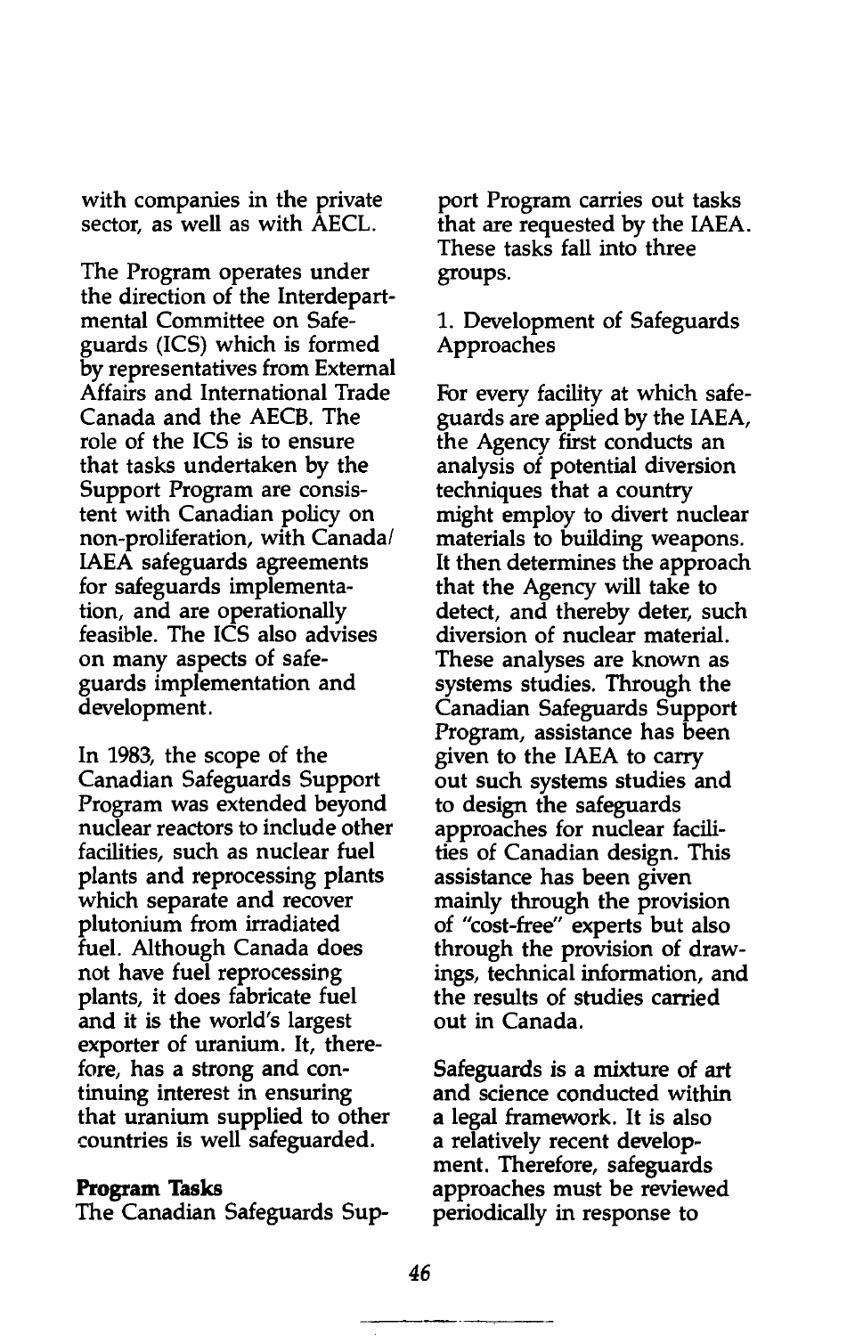with companies in the private sector, as well as with AECL.

The Program operates under the direction of the Interdepartmental Committee on Safeguards (ICS) which is formed by representatives from External Affairs and International Trade Canada and the AECB. The role of the ICS is to ensure that tasks undertaken by the Support Program are consistent with Canadian policy on non-proliferation, with Canada/IAEA safeguards agreements for safeguards implementation, and are operationally feasible. The ICS also advises on many aspects of safeguards implementation and development.

In 1983, the scope of the Canadian Safeguards Support Program was extended beyond nuclear reactors to include other facilities, such as nuclear fuel plants and reprocessing plants which separate and recover plutonium from irradiated fuel. Although Canada does not have fuel reprocessing plants, it does fabricate fuel and it is the world's largest exporter of uranium. It, therefore, has a strong and continuing interest in ensuring that uranium supplied to other countries is well safeguarded.

**Program Tasks**

The Canadian Safeguards Support Program carries out tasks that are requested by the IAEA. These tasks fall into three groups.

1. Development of Safeguards Approaches

For every facility at which safeguards are applied by the IAEA, the Agency first conducts an analysis of potential diversion techniques that a country might employ to divert nuclear materials to building weapons. It then determines the approach that the Agency will take to detect, and thereby deter, such diversion of nuclear material. These analyses are known as systems studies. Through the Canadian Safeguards Support Program, assistance has been given to the IAEA to carry out such systems studies and to design the safeguards approaches for nuclear facilities of Canadian design. This assistance has been given mainly through the provision of "cost-free" experts but also through the provision of drawings, technical information, and the results of studies carried out in Canada.

Safeguards is a mixture of art and science conducted within a legal framework. It is also a relatively recent development. Therefore, safeguards approaches must be reviewed periodically in response to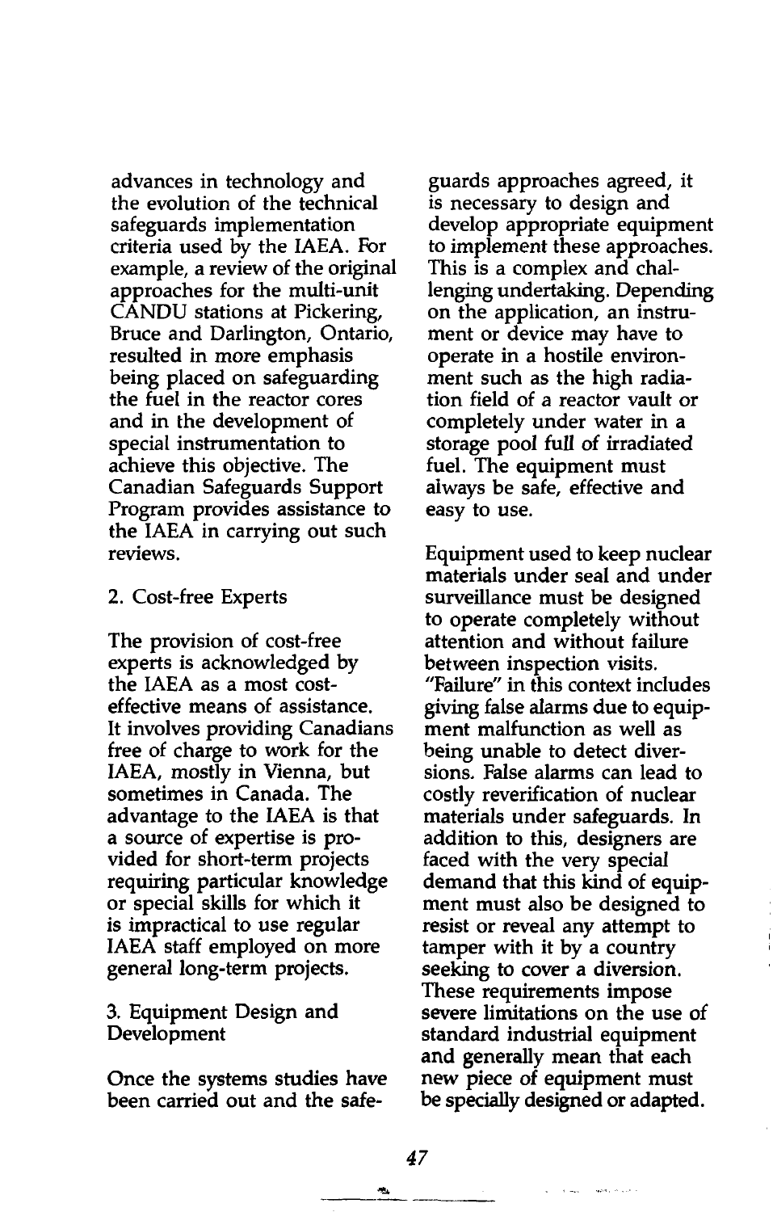advances in technology and the evolution of the technical safeguards implementation criteria used by the IAEA. For example, a review of the original approaches for the multi-unit CANDU stations at Pickering, Bruce and Darlington, Ontario, resulted in more emphasis being placed on safeguarding the fuel in the reactor cores and in the development of special instrumentation to achieve this objective. The Canadian Safeguards Support Program provides assistance to the IAEA in carrying out such reviews.

2. Cost-free Experts

The provision of cost-free experts is acknowledged by the IAEA as a most cost-effective means of assistance. It involves providing Canadians free of charge to work for the IAEA, mostly in Vienna, but sometimes in Canada. The advantage to the IAEA is that a source of expertise is provided for short-term projects requiring particular knowledge or special skills for which it is impractical to use regular IAEA staff employed on more general long-term projects.

3. Equipment Design and Development

Once the systems studies have been carried out and the safeguards approaches agreed, it is necessary to design and develop appropriate equipment to implement these approaches. This is a complex and challenging undertaking. Depending on the application, an instrument or device may have to operate in a hostile environment such as the high radiation field of a reactor vault or completely under water in a storage pool full of irradiated fuel. The equipment must always be safe, effective and easy to use.

Equipment used to keep nuclear materials under seal and under surveillance must be designed to operate completely without attention and without failure between inspection visits. "Failure" in this context includes giving false alarms due to equipment malfunction as well as being unable to detect diversions. False alarms can lead to costly reverification of nuclear materials under safeguards. In addition to this, designers are faced with the very special demand that this kind of equipment must also be designed to resist or reveal any attempt to tamper with it by a country seeking to cover a diversion. These requirements impose severe limitations on the use of standard industrial equipment and generally mean that each new piece of equipment must be specially designed or adapted.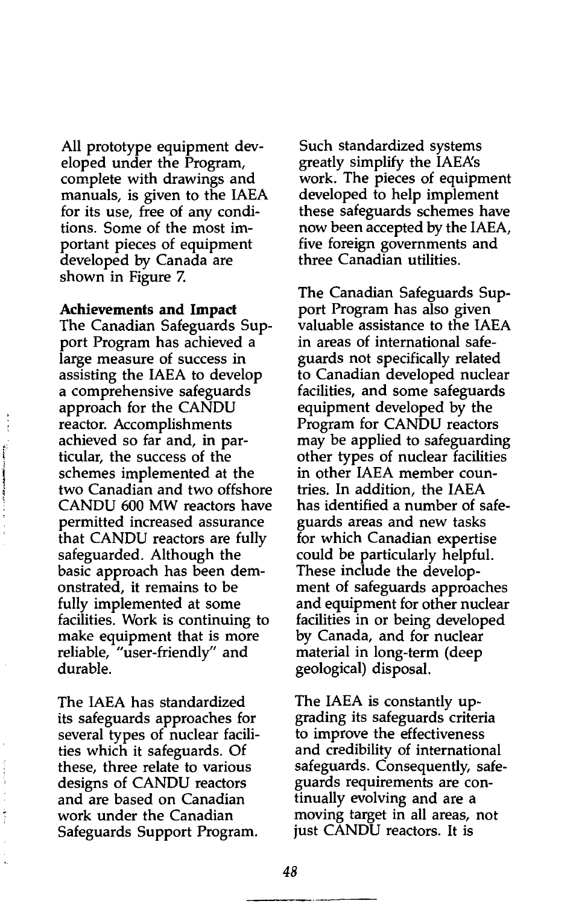All prototype equipment developed under the Program, complete with drawings and manuals, is given to the IAEA for its use, free of any conditions. Some of the most important pieces of equipment developed by Canada are shown in Figure 7.

**Achievements and Impact**

The Canadian Safeguards Support Program has achieved a large measure of success in assisting the IAEA to develop a comprehensive safeguards approach for the CANDU reactor. Accomplishments achieved so far and, in particular, the success of the schemes implemented at the two Canadian and two offshore CANDU 600 MW reactors have permitted increased assurance that CANDU reactors are fully safeguarded. Although the basic approach has been demonstrated, it remains to be fully implemented at some facilities. Work is continuing to make equipment that is more reliable, "user-friendly" and durable.

The IAEA has standardized its safeguards approaches for several types of nuclear facilities which it safeguards. Of these, three relate to various designs of CANDU reactors and are based on Canadian work under the Canadian Safeguards Support Program. Such standardized systems greatly simplify the IAEA's work. The pieces of equipment developed to help implement these safeguards schemes have now been accepted by the IAEA, five foreign governments and three Canadian utilities.

The Canadian Safeguards Support Program has also given valuable assistance to the IAEA in areas of international safeguards not specifically related to Canadian developed nuclear facilities, and some safeguards equipment developed by the Program for CANDU reactors may be applied to safeguarding other types of nuclear facilities in other IAEA member countries. In addition, the IAEA has identified a number of safeguards areas and new tasks for which Canadian expertise could be particularly helpful. These include the development of safeguards approaches and equipment for other nuclear facilities in or being developed by Canada, and for nuclear material in long-term (deep geological) disposal.

The IAEA is constantly upgrading its safeguards criteria to improve the effectiveness and credibility of international safeguards. Consequently, safeguards requirements are continually evolving and are a moving target in all areas, not just CANDU reactors. It is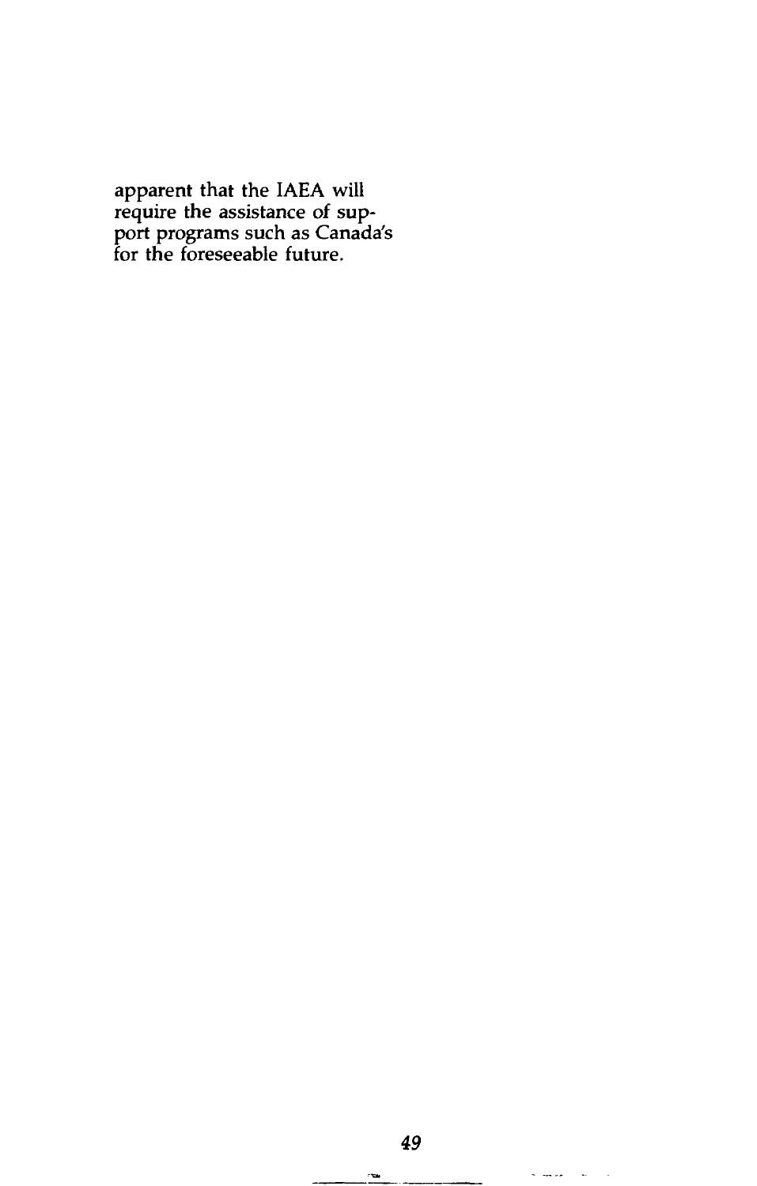apparent that the IAEA will require the assistance of support programs such as Canada's for the foreseeable future.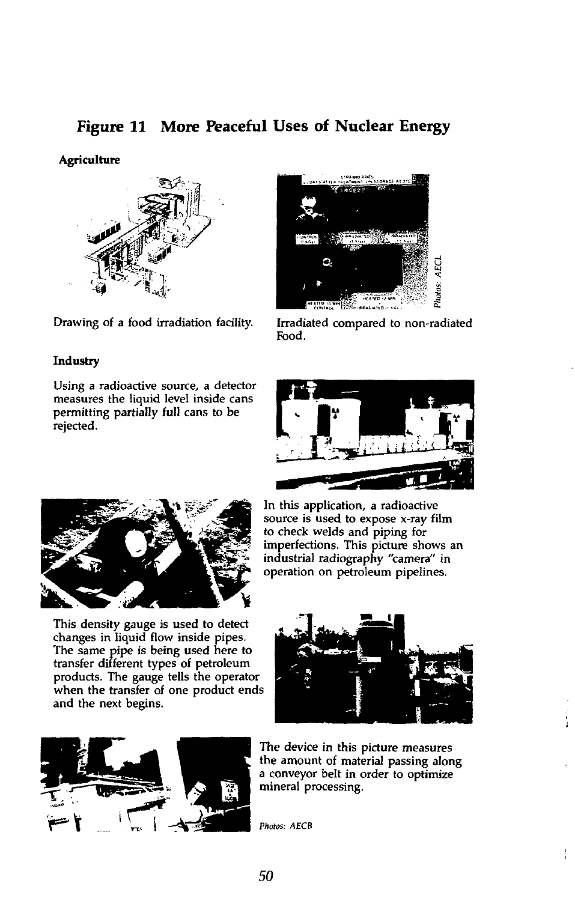## Figure 11 More Peaceful Uses of Nuclear Energy

### Agriculture

Drawing of a food irradiation facility.

Irradiated compared to non-radiated Food.

*Photos: AECL*

### Industry

Using a radioactive source, a detector measures the liquid level inside cans permitting partially full cans to be rejected.

In this application, a radioactive source is used to expose x-ray film to check welds and piping for imperfections. This picture shows an industrial radiography "camera" in operation on petroleum pipelines.

This density gauge is used to detect changes in liquid flow inside pipes. The same pipe is being used here to transfer different types of petroleum products. The gauge tells the operator when the transfer of one product ends and the next begins.

The device in this picture measures the amount of material passing along a conveyor belt in order to optimize mineral processing.

*Photos: AECB*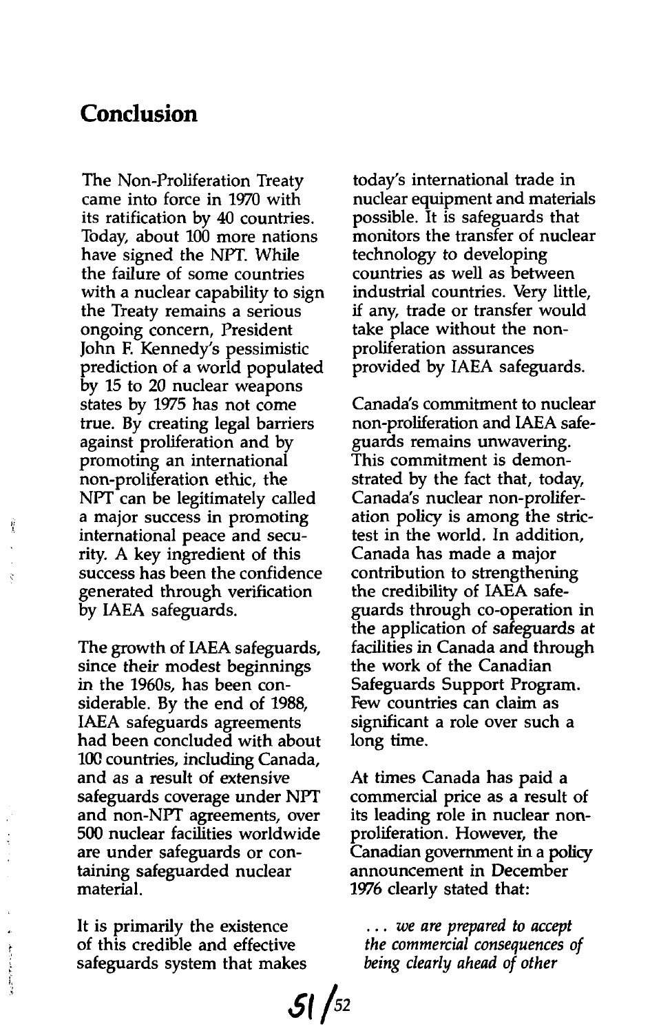## Conclusion

The Non-Proliferation Treaty came into force in 1970 with its ratification by 40 countries. Today, about 100 more nations have signed the NPT. While the failure of some countries with a nuclear capability to sign the Treaty remains a serious ongoing concern, President John F. Kennedy's pessimistic prediction of a world populated by 15 to 20 nuclear weapons states by 1975 has not come true. By creating legal barriers against proliferation and by promoting an international non-proliferation ethic, the NPT can be legitimately called a major success in promoting international peace and security. A key ingredient of this success has been the confidence generated through verification by IAEA safeguards.

The growth of IAEA safeguards, since their modest beginnings in the 1960s, has been considerable. By the end of 1988, IAEA safeguards agreements had been concluded with about 100 countries, including Canada, and as a result of extensive safeguards coverage under NPT and non-NPT agreements, over 500 nuclear facilities worldwide are under safeguards or containing safeguarded nuclear material.

It is primarily the existence of this credible and effective safeguards system that makes today's international trade in nuclear equipment and materials possible. It is safeguards that monitors the transfer of nuclear technology to developing countries as well as between industrial countries. Very little, if any, trade or transfer would take place without the non-proliferation assurances provided by IAEA safeguards.

Canada's commitment to nuclear non-proliferation and IAEA safeguards remains unwavering. This commitment is demonstrated by the fact that, today, Canada's nuclear non-proliferation policy is among the strictest in the world. In addition, Canada has made a major contribution to strengthening the credibility of IAEA safeguards through co-operation in the application of safeguards at facilities in Canada and through the work of the Canadian Safeguards Support Program. Few countries can claim as significant a role over such a long time.

At times Canada has paid a commercial price as a result of its leading role in nuclear non-proliferation. However, the Canadian government in a policy announcement in December 1976 clearly stated that:

> *... we are prepared to accept the commercial consequences of being clearly ahead of other*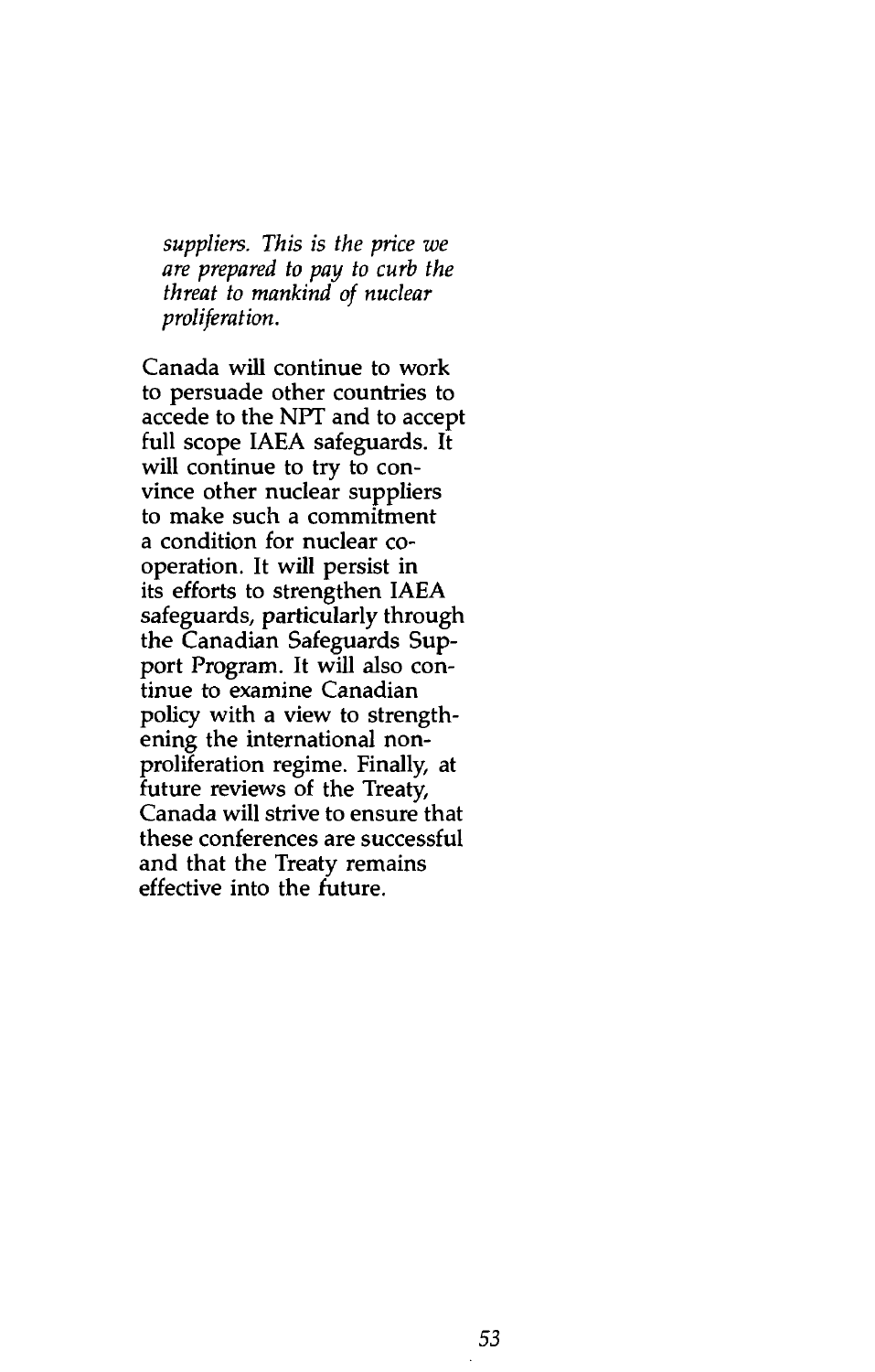*suppliers. This is the price we are prepared to pay to curb the threat to mankind of nuclear proliferation.*

Canada will continue to work to persuade other countries to accede to the NPT and to accept full scope IAEA safeguards. It will continue to try to convince other nuclear suppliers to make such a commitment a condition for nuclear co-operation. It will persist in its efforts to strengthen IAEA safeguards, particularly through the Canadian Safeguards Support Program. It will also continue to examine Canadian policy with a view to strengthening the international non-proliferation regime. Finally, at future reviews of the Treaty, Canada will strive to ensure that these conferences are successful and that the Treaty remains effective into the future.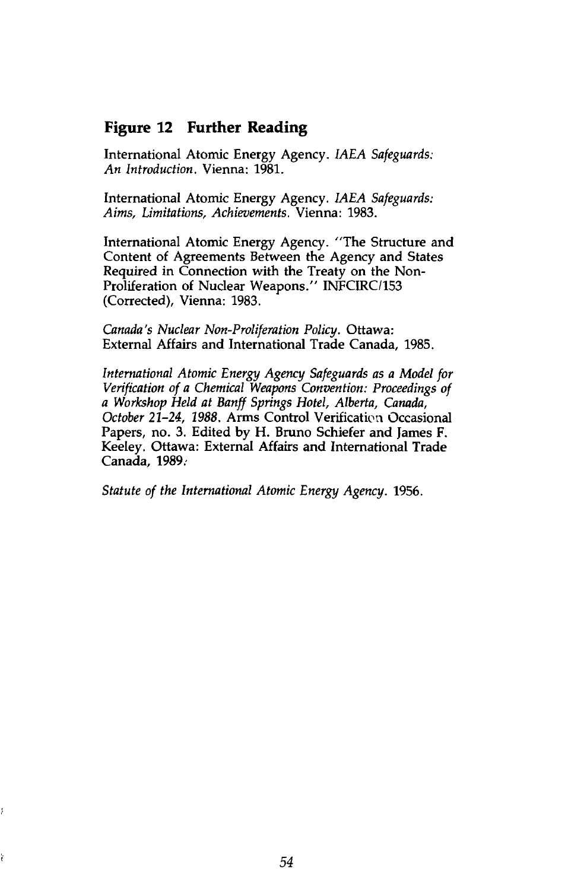## Figure 12 Further Reading

International Atomic Energy Agency. *IAEA Safeguards: An Introduction*. Vienna: 1981.

International Atomic Energy Agency. *IAEA Safeguards: Aims, Limitations, Achievements*. Vienna: 1983.

International Atomic Energy Agency. "The Structure and Content of Agreements Between the Agency and States Required in Connection with the Treaty on the Non-Proliferation of Nuclear Weapons." INFCIRC/153 (Corrected), Vienna: 1983.

*Canada's Nuclear Non-Proliferation Policy*. Ottawa: External Affairs and International Trade Canada, 1985.

*International Atomic Energy Agency Safeguards as a Model for Verification of a Chemical Weapons Convention: Proceedings of a Workshop Held at Banff Springs Hotel, Alberta, Canada, October 21–24, 1988*. Arms Control Verification Occasional Papers, no. 3. Edited by H. Bruno Schiefer and James F. Keeley. Ottawa: External Affairs and International Trade Canada, 1989.

*Statute of the International Atomic Energy Agency*. 1956.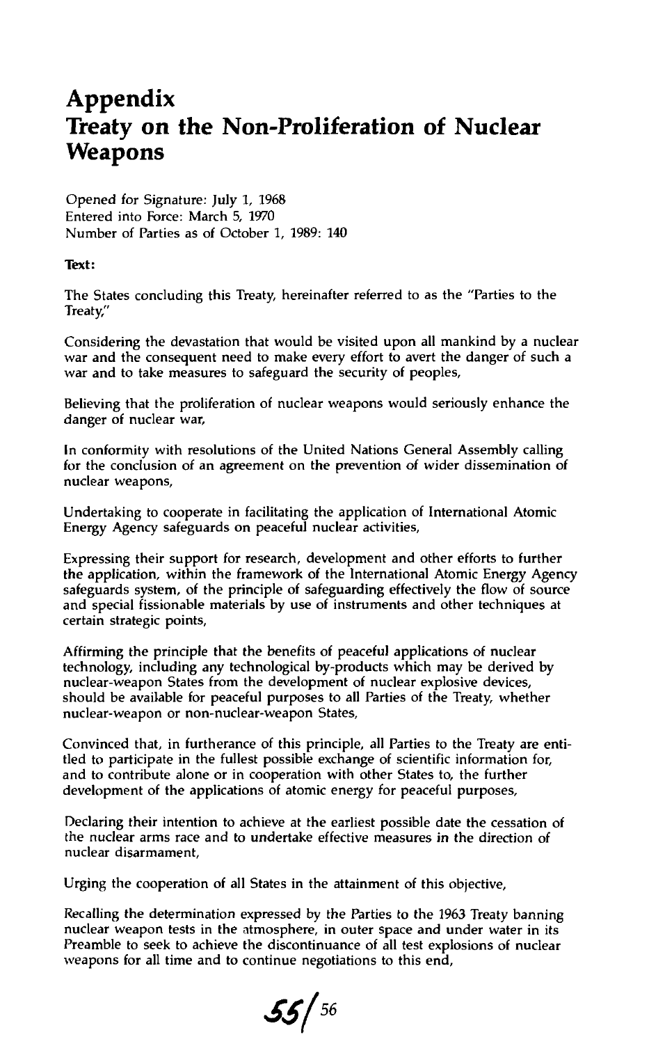# Appendix
# Treaty on the Non-Proliferation of Nuclear Weapons

Opened for Signature: July 1, 1968
Entered into Force: March 5, 1970
Number of Parties as of October 1, 1989: 140

**Text:**

The States concluding this Treaty, hereinafter referred to as the "Parties to the Treaty,"

Considering the devastation that would be visited upon all mankind by a nuclear war and the consequent need to make every effort to avert the danger of such a war and to take measures to safeguard the security of peoples,

Believing that the proliferation of nuclear weapons would seriously enhance the danger of nuclear war,

In conformity with resolutions of the United Nations General Assembly calling for the conclusion of an agreement on the prevention of wider dissemination of nuclear weapons,

Undertaking to cooperate in facilitating the application of International Atomic Energy Agency safeguards on peaceful nuclear activities,

Expressing their support for research, development and other efforts to further the application, within the framework of the International Atomic Energy Agency safeguards system, of the principle of safeguarding effectively the flow of source and special fissionable materials by use of instruments and other techniques at certain strategic points,

Affirming the principle that the benefits of peaceful applications of nuclear technology, including any technological by-products which may be derived by nuclear-weapon States from the development of nuclear explosive devices, should be available for peaceful purposes to all Parties of the Treaty, whether nuclear-weapon or non-nuclear-weapon States,

Convinced that, in furtherance of this principle, all Parties to the Treaty are entitled to participate in the fullest possible exchange of scientific information for, and to contribute alone or in cooperation with other States to, the further development of the applications of atomic energy for peaceful purposes,

Declaring their intention to achieve at the earliest possible date the cessation of the nuclear arms race and to undertake effective measures in the direction of nuclear disarmament,

Urging the cooperation of all States in the attainment of this objective,

Recalling the determination expressed by the Parties to the 1963 Treaty banning nuclear weapon tests in the atmosphere, in outer space and under water in its Preamble to seek to achieve the discontinuance of all test explosions of nuclear weapons for all time and to continue negotiations to this end,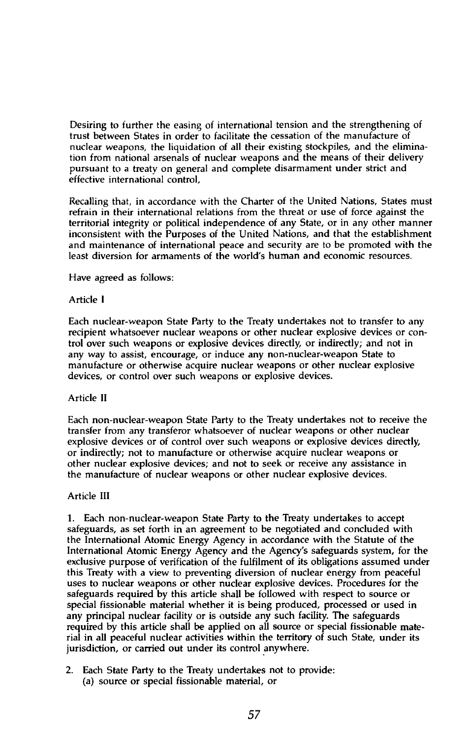Desiring to further the easing of international tension and the strengthening of trust between States in order to facilitate the cessation of the manufacture of nuclear weapons, the liquidation of all their existing stockpiles, and the elimination from national arsenals of nuclear weapons and the means of their delivery pursuant to a treaty on general and complete disarmament under strict and effective international control,

Recalling that, in accordance with the Charter of the United Nations, States must refrain in their international relations from the threat or use of force against the territorial integrity or political independence of any State, or in any other manner inconsistent with the Purposes of the United Nations, and that the establishment and maintenance of international peace and security are to be promoted with the least diversion for armaments of the world's human and economic resources.

Have agreed as follows:

Article I

Each nuclear-weapon State Party to the Treaty undertakes not to transfer to any recipient whatsoever nuclear weapons or other nuclear explosive devices or control over such weapons or explosive devices directly, or indirectly; and not in any way to assist, encourage, or induce any non-nuclear-weapon State to manufacture or otherwise acquire nuclear weapons or other nuclear explosive devices, or control over such weapons or explosive devices.

Article II

Each non-nuclear-weapon State Party to the Treaty undertakes not to receive the transfer from any transferor whatsoever of nuclear weapons or other nuclear explosive devices or of control over such weapons or explosive devices directly, or indirectly; not to manufacture or otherwise acquire nuclear weapons or other nuclear explosive devices; and not to seek or receive any assistance in the manufacture of nuclear weapons or other nuclear explosive devices.

Article III

1. Each non-nuclear-weapon State Party to the Treaty undertakes to accept safeguards, as set forth in an agreement to be negotiated and concluded with the International Atomic Energy Agency in accordance with the Statute of the International Atomic Energy Agency and the Agency's safeguards system, for the exclusive purpose of verification of the fulfilment of its obligations assumed under this Treaty with a view to preventing diversion of nuclear energy from peaceful uses to nuclear weapons or other nuclear explosive devices. Procedures for the safeguards required by this article shall be followed with respect to source or special fissionable material whether it is being produced, processed or used in any principal nuclear facility or is outside any such facility. The safeguards required by this article shall be applied on all source or special fissionable material in all peaceful nuclear activities within the territory of such State, under its jurisdiction, or carried out under its control anywhere.

2. Each State Party to the Treaty undertakes not to provide:
   (a) source or special fissionable material, or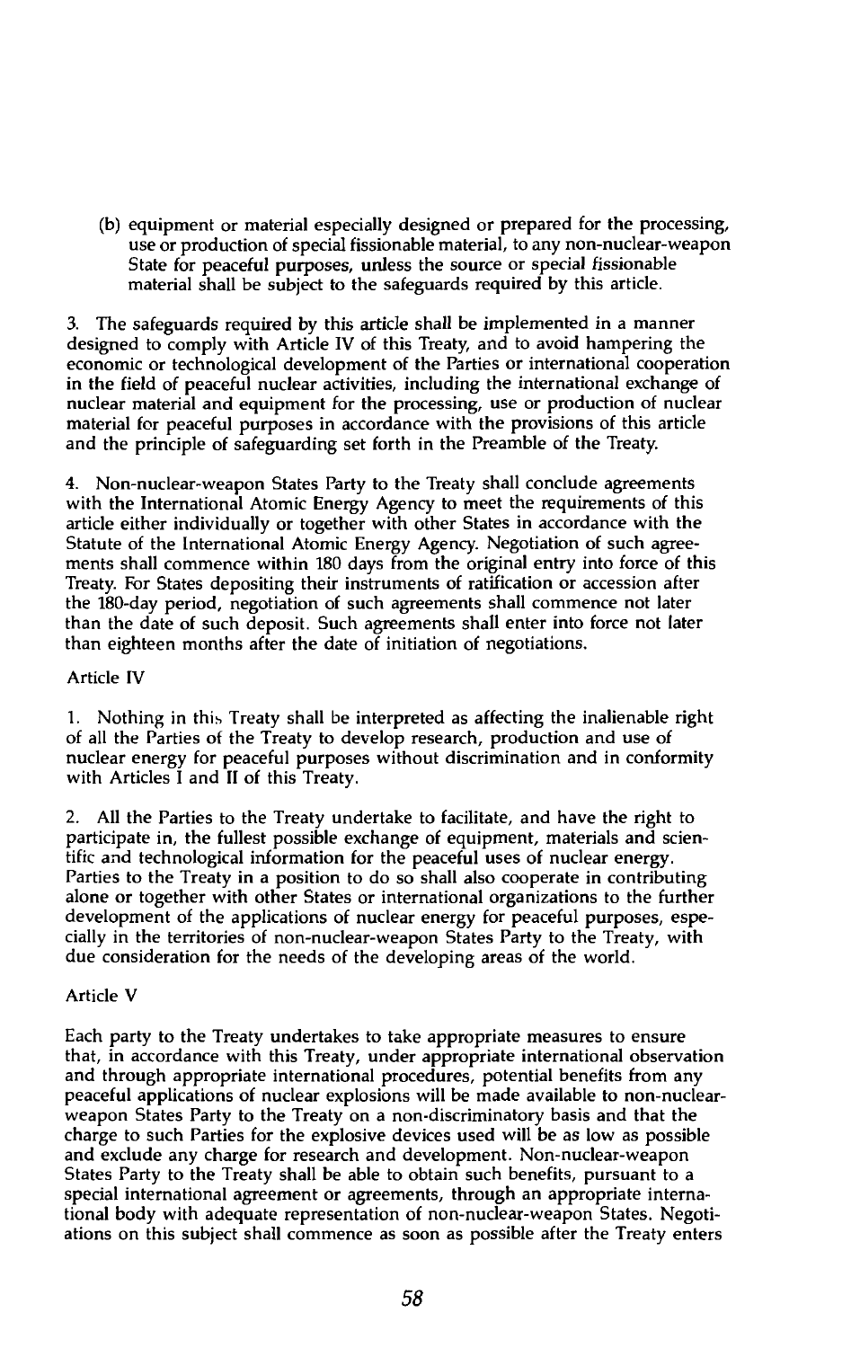(b) equipment or material especially designed or prepared for the processing, use or production of special fissionable material, to any non-nuclear-weapon State for peaceful purposes, unless the source or special fissionable material shall be subject to the safeguards required by this article.

3. The safeguards required by this article shall be implemented in a manner designed to comply with Article IV of this Treaty, and to avoid hampering the economic or technological development of the Parties or international cooperation in the field of peaceful nuclear activities, including the international exchange of nuclear material and equipment for the processing, use or production of nuclear material for peaceful purposes in accordance with the provisions of this article and the principle of safeguarding set forth in the Preamble of the Treaty.

4. Non-nuclear-weapon States Party to the Treaty shall conclude agreements with the International Atomic Energy Agency to meet the requirements of this article either individually or together with other States in accordance with the Statute of the International Atomic Energy Agency. Negotiation of such agreements shall commence within 180 days from the original entry into force of this Treaty. For States depositing their instruments of ratification or accession after the 180-day period, negotiation of such agreements shall commence not later than the date of such deposit. Such agreements shall enter into force not later than eighteen months after the date of initiation of negotiations.

Article IV

1. Nothing in this Treaty shall be interpreted as affecting the inalienable right of all the Parties of the Treaty to develop research, production and use of nuclear energy for peaceful purposes without discrimination and in conformity with Articles I and II of this Treaty.

2. All the Parties to the Treaty undertake to facilitate, and have the right to participate in, the fullest possible exchange of equipment, materials and scientific and technological information for the peaceful uses of nuclear energy. Parties to the Treaty in a position to do so shall also cooperate in contributing alone or together with other States or international organizations to the further development of the applications of nuclear energy for peaceful purposes, especially in the territories of non-nuclear-weapon States Party to the Treaty, with due consideration for the needs of the developing areas of the world.

Article V

Each party to the Treaty undertakes to take appropriate measures to ensure that, in accordance with this Treaty, under appropriate international observation and through appropriate international procedures, potential benefits from any peaceful applications of nuclear explosions will be made available to non-nuclear-weapon States Party to the Treaty on a non-discriminatory basis and that the charge to such Parties for the explosive devices used will be as low as possible and exclude any charge for research and development. Non-nuclear-weapon States Party to the Treaty shall be able to obtain such benefits, pursuant to a special international agreement or agreements, through an appropriate international body with adequate representation of non-nuclear-weapon States. Negotiations on this subject shall commence as soon as possible after the Treaty enters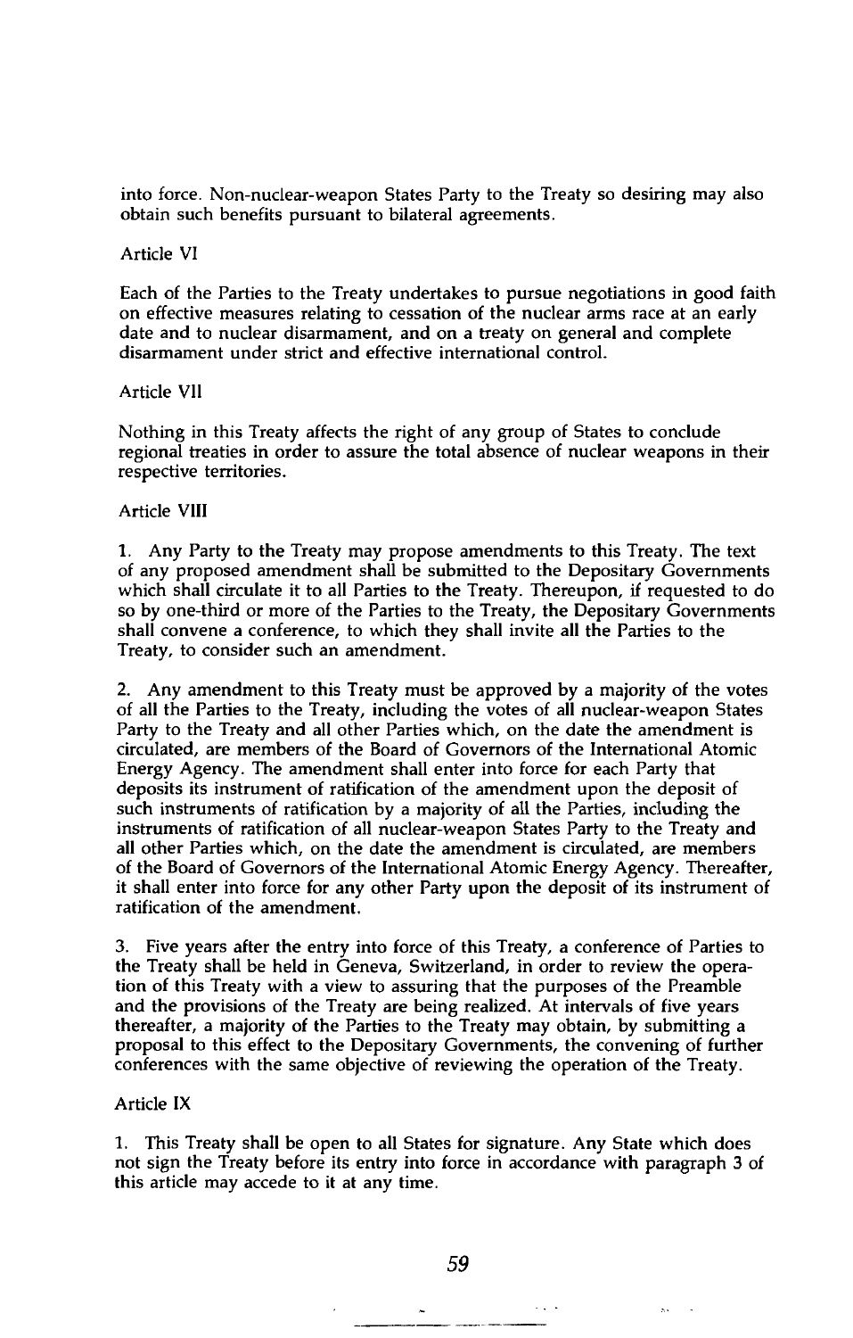into force. Non-nuclear-weapon States Party to the Treaty so desiring may also obtain such benefits pursuant to bilateral agreements.

Article VI

Each of the Parties to the Treaty undertakes to pursue negotiations in good faith on effective measures relating to cessation of the nuclear arms race at an early date and to nuclear disarmament, and on a treaty on general and complete disarmament under strict and effective international control.

Article VII

Nothing in this Treaty affects the right of any group of States to conclude regional treaties in order to assure the total absence of nuclear weapons in their respective territories.

Article VIII

1. Any Party to the Treaty may propose amendments to this Treaty. The text of any proposed amendment shall be submitted to the Depositary Governments which shall circulate it to all Parties to the Treaty. Thereupon, if requested to do so by one-third or more of the Parties to the Treaty, the Depositary Governments shall convene a conference, to which they shall invite all the Parties to the Treaty, to consider such an amendment.

2. Any amendment to this Treaty must be approved by a majority of the votes of all the Parties to the Treaty, including the votes of all nuclear-weapon States Party to the Treaty and all other Parties which, on the date the amendment is circulated, are members of the Board of Governors of the International Atomic Energy Agency. The amendment shall enter into force for each Party that deposits its instrument of ratification of the amendment upon the deposit of such instruments of ratification by a majority of all the Parties, including the instruments of ratification of all nuclear-weapon States Party to the Treaty and all other Parties which, on the date the amendment is circulated, are members of the Board of Governors of the International Atomic Energy Agency. Thereafter, it shall enter into force for any other Party upon the deposit of its instrument of ratification of the amendment.

3. Five years after the entry into force of this Treaty, a conference of Parties to the Treaty shall be held in Geneva, Switzerland, in order to review the operation of this Treaty with a view to assuring that the purposes of the Preamble and the provisions of the Treaty are being realized. At intervals of five years thereafter, a majority of the Parties to the Treaty may obtain, by submitting a proposal to this effect to the Depositary Governments, the convening of further conferences with the same objective of reviewing the operation of the Treaty.

Article IX

1. This Treaty shall be open to all States for signature. Any State which does not sign the Treaty before its entry into force in accordance with paragraph 3 of this article may accede to it at any time.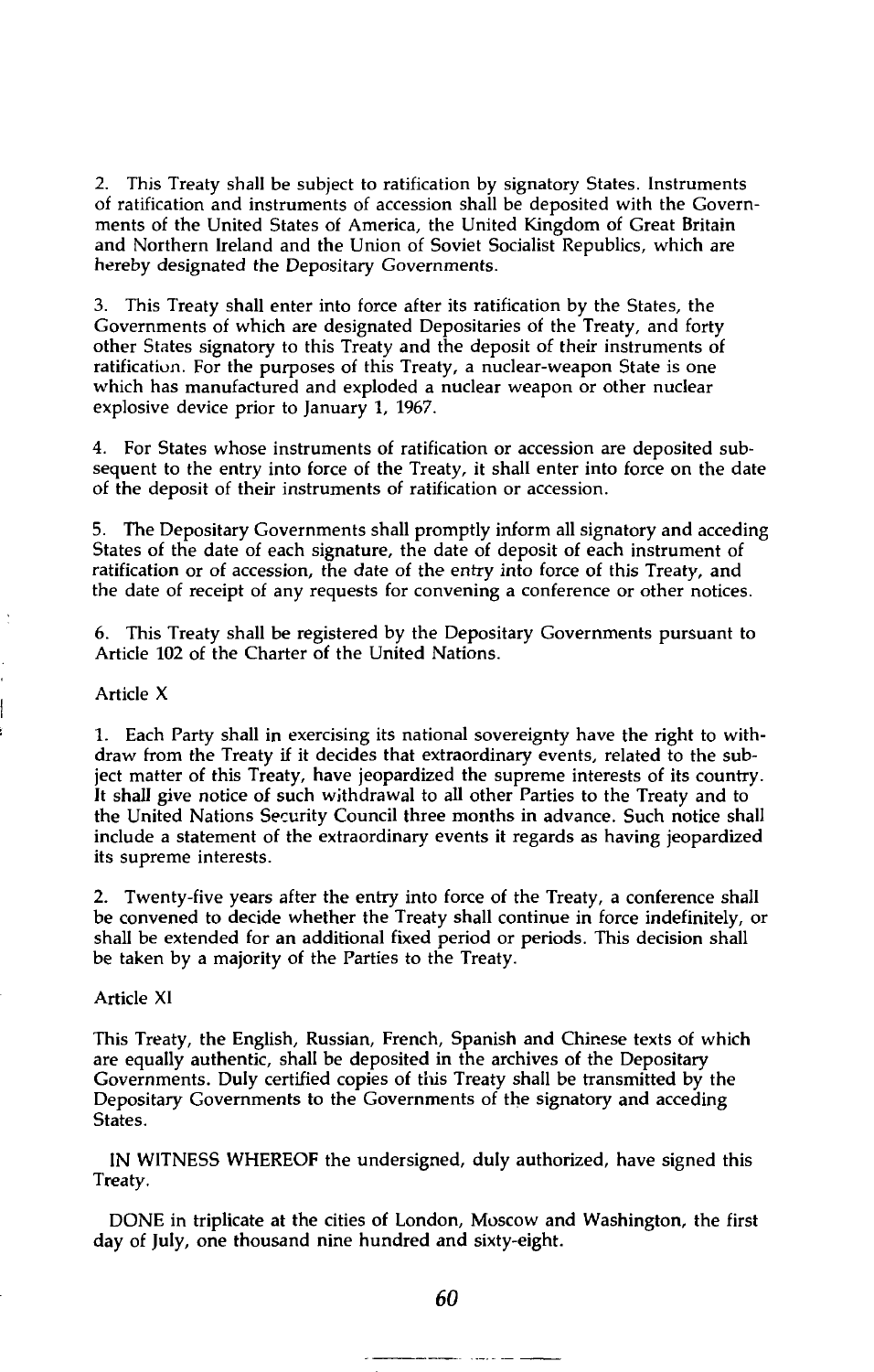2. This Treaty shall be subject to ratification by signatory States. Instruments of ratification and instruments of accession shall be deposited with the Governments of the United States of America, the United Kingdom of Great Britain and Northern Ireland and the Union of Soviet Socialist Republics, which are hereby designated the Depositary Governments.

3. This Treaty shall enter into force after its ratification by the States, the Governments of which are designated Depositaries of the Treaty, and forty other States signatory to this Treaty and the deposit of their instruments of ratification. For the purposes of this Treaty, a nuclear-weapon State is one which has manufactured and exploded a nuclear weapon or other nuclear explosive device prior to January 1, 1967.

4. For States whose instruments of ratification or accession are deposited subsequent to the entry into force of the Treaty, it shall enter into force on the date of the deposit of their instruments of ratification or accession.

5. The Depositary Governments shall promptly inform all signatory and acceding States of the date of each signature, the date of deposit of each instrument of ratification or of accession, the date of the entry into force of this Treaty, and the date of receipt of any requests for convening a conference or other notices.

6. This Treaty shall be registered by the Depositary Governments pursuant to Article 102 of the Charter of the United Nations.

Article X

1. Each Party shall in exercising its national sovereignty have the right to withdraw from the Treaty if it decides that extraordinary events, related to the subject matter of this Treaty, have jeopardized the supreme interests of its country. It shall give notice of such withdrawal to all other Parties to the Treaty and to the United Nations Security Council three months in advance. Such notice shall include a statement of the extraordinary events it regards as having jeopardized its supreme interests.

2. Twenty-five years after the entry into force of the Treaty, a conference shall be convened to decide whether the Treaty shall continue in force indefinitely, or shall be extended for an additional fixed period or periods. This decision shall be taken by a majority of the Parties to the Treaty.

Article XI

This Treaty, the English, Russian, French, Spanish and Chinese texts of which are equally authentic, shall be deposited in the archives of the Depositary Governments. Duly certified copies of this Treaty shall be transmitted by the Depositary Governments to the Governments of the signatory and acceding States.

IN WITNESS WHEREOF the undersigned, duly authorized, have signed this Treaty.

DONE in triplicate at the cities of London, Moscow and Washington, the first day of July, one thousand nine hundred and sixty-eight.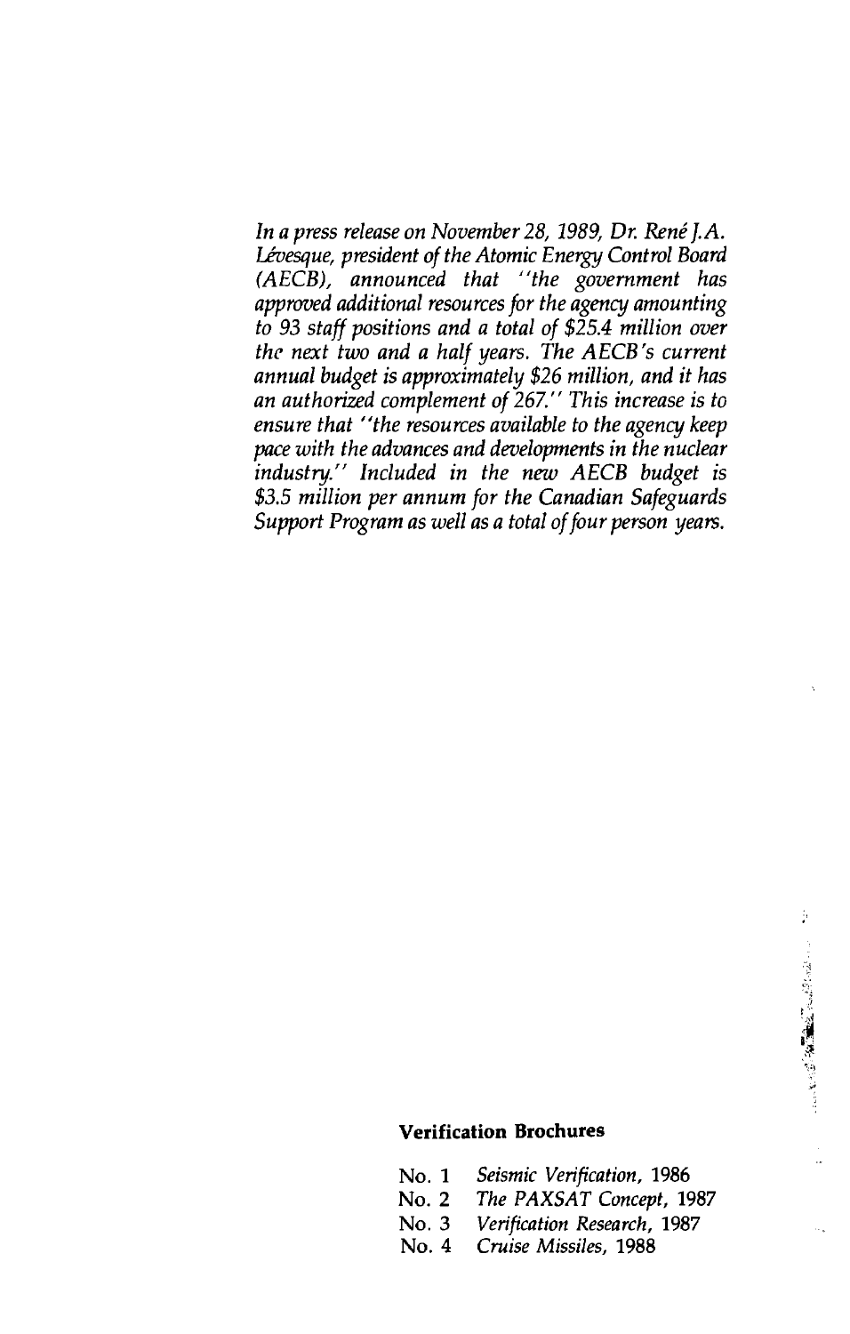*In a press release on November 28, 1989, Dr. René J.A. Lévesque, president of the Atomic Energy Control Board (AECB), announced that "the government has approved additional resources for the agency amounting to 93 staff positions and a total of $25.4 million over the next two and a half years. The AECB's current annual budget is approximately $26 million, and it has an authorized complement of 267." This increase is to ensure that "the resources available to the agency keep pace with the advances and developments in the nuclear industry." Included in the new AECB budget is $3.5 million per annum for the Canadian Safeguards Support Program as well as a total of four person years.*

**Verification Brochures**

No. 1 *Seismic Verification*, 1986
No. 2 *The PAXSAT Concept*, 1987
No. 3 *Verification Research*, 1987
No. 4 *Cruise Missiles*, 1988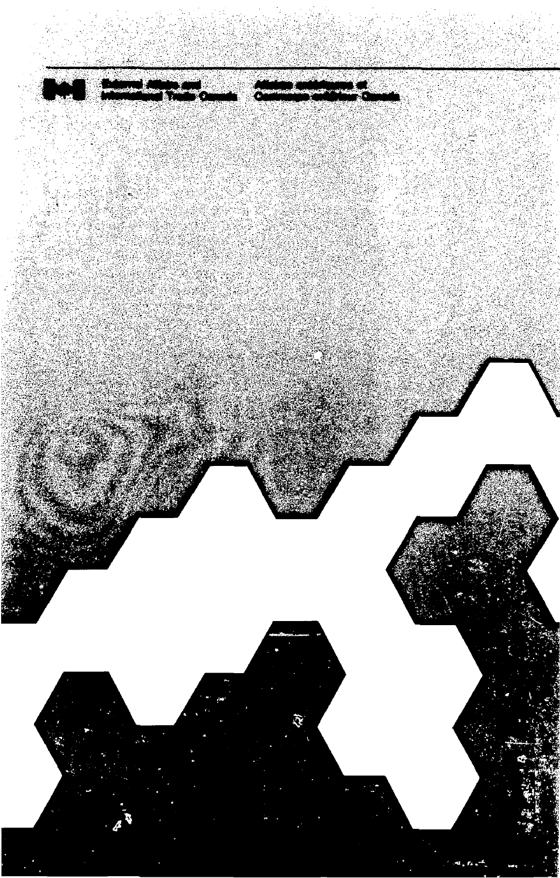External Affairs and International Trade Canada

Affaires extérieures et Commerce extérieur Canada